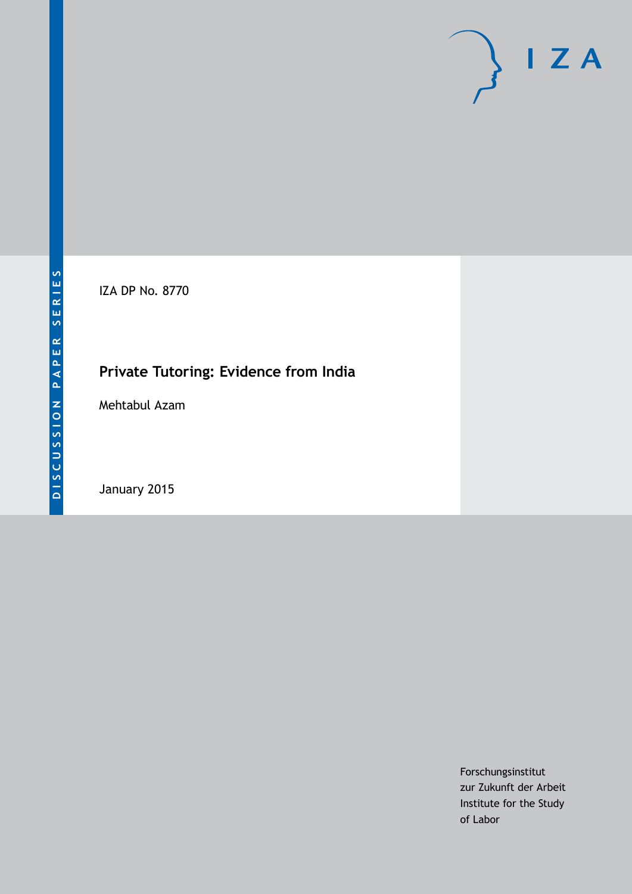DISCUSSION PAPER SERIES

IZA DP No. 8770

# Private Tutoring: Evidence from India

Mehtabul Azam

January 2015

Forschungsinstitut
zur Zukunft der Arbeit
Institute for the Study
of Labor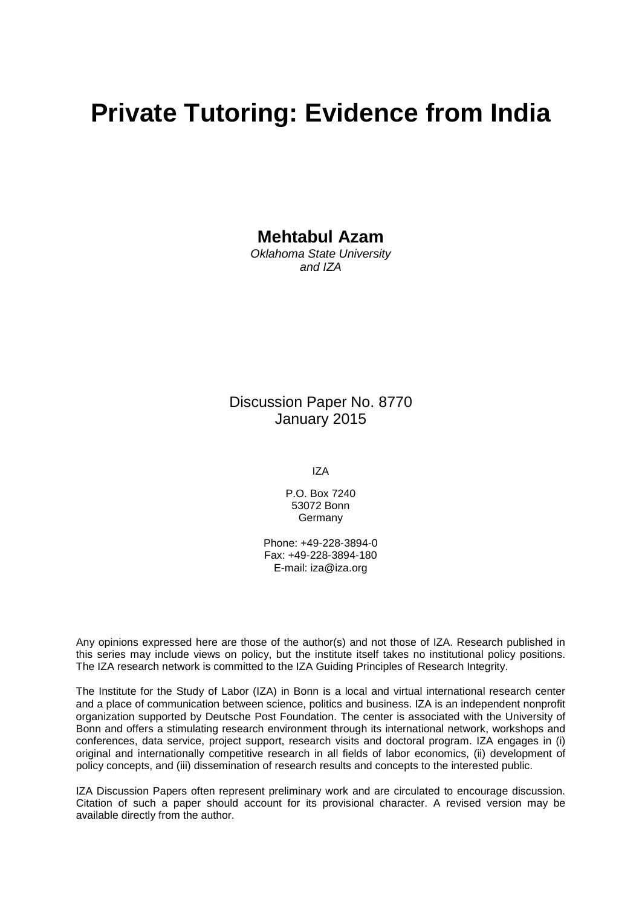# Private Tutoring: Evidence from India

**Mehtabul Azam**
*Oklahoma State University*
*and IZA*

Discussion Paper No. 8770
January 2015

IZA

P.O. Box 7240
53072 Bonn
Germany

Phone: +49-228-3894-0
Fax: +49-228-3894-180
E-mail: iza@iza.org

Any opinions expressed here are those of the author(s) and not those of IZA. Research published in this series may include views on policy, but the institute itself takes no institutional policy positions. The IZA research network is committed to the IZA Guiding Principles of Research Integrity.

The Institute for the Study of Labor (IZA) in Bonn is a local and virtual international research center and a place of communication between science, politics and business. IZA is an independent nonprofit organization supported by Deutsche Post Foundation. The center is associated with the University of Bonn and offers a stimulating research environment through its international network, workshops and conferences, data service, project support, research visits and doctoral program. IZA engages in (i) original and internationally competitive research in all fields of labor economics, (ii) development of policy concepts, and (iii) dissemination of research results and concepts to the interested public.

IZA Discussion Papers often represent preliminary work and are circulated to encourage discussion. Citation of such a paper should account for its provisional character. A revised version may be available directly from the author.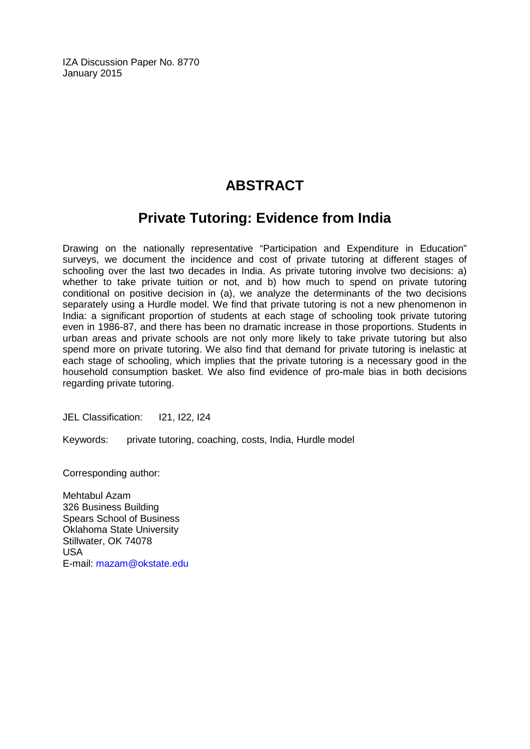IZA Discussion Paper No. 8770
January 2015

# ABSTRACT

## Private Tutoring: Evidence from India

Drawing on the nationally representative "Participation and Expenditure in Education" surveys, we document the incidence and cost of private tutoring at different stages of schooling over the last two decades in India. As private tutoring involve two decisions: a) whether to take private tuition or not, and b) how much to spend on private tutoring conditional on positive decision in (a), we analyze the determinants of the two decisions separately using a Hurdle model. We find that private tutoring is not a new phenomenon in India: a significant proportion of students at each stage of schooling took private tutoring even in 1986-87, and there has been no dramatic increase in those proportions. Students in urban areas and private schools are not only more likely to take private tutoring but also spend more on private tutoring. We also find that demand for private tutoring is inelastic at each stage of schooling, which implies that the private tutoring is a necessary good in the household consumption basket. We also find evidence of pro-male bias in both decisions regarding private tutoring.

JEL Classification: I21, I22, I24

Keywords: private tutoring, coaching, costs, India, Hurdle model

Corresponding author:

Mehtabul Azam
326 Business Building
Spears School of Business
Oklahoma State University
Stillwater, OK 74078
USA
E-mail: mazam@okstate.edu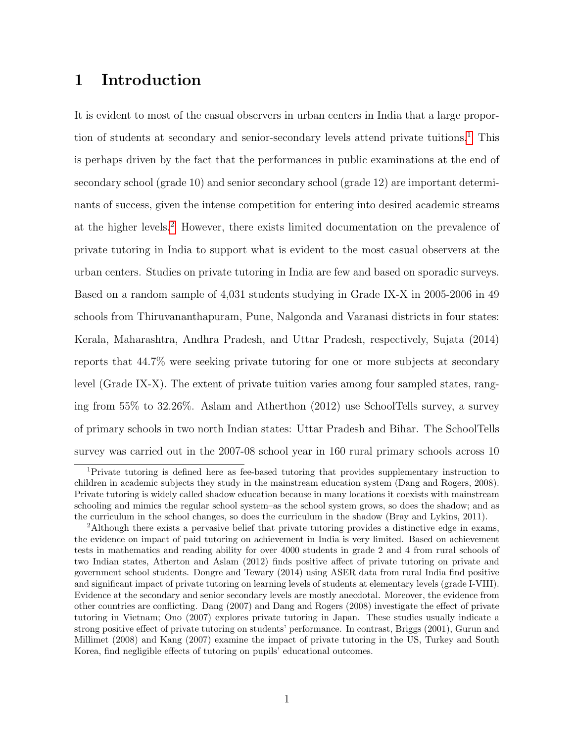# 1 Introduction

It is evident to most of the casual observers in urban centers in India that a large proportion of students at secondary and senior-secondary levels attend private tuitions.[1] This is perhaps driven by the fact that the performances in public examinations at the end of secondary school (grade 10) and senior secondary school (grade 12) are important determinants of success, given the intense competition for entering into desired academic streams at the higher levels.[2] However, there exists limited documentation on the prevalence of private tutoring in India to support what is evident to the most casual observers at the urban centers. Studies on private tutoring in India are few and based on sporadic surveys. Based on a random sample of 4,031 students studying in Grade IX-X in 2005-2006 in 49 schools from Thiruvananthapuram, Pune, Nalgonda and Varanasi districts in four states: Kerala, Maharashtra, Andhra Pradesh, and Uttar Pradesh, respectively, Sujata (2014) reports that 44.7% were seeking private tutoring for one or more subjects at secondary level (Grade IX-X). The extent of private tuition varies among four sampled states, ranging from 55% to 32.26%. Aslam and Atherthon (2012) use SchoolTells survey, a survey of primary schools in two north Indian states: Uttar Pradesh and Bihar. The SchoolTells survey was carried out in the 2007-08 school year in 160 rural primary schools across 10

[1] Private tutoring is defined here as fee-based tutoring that provides supplementary instruction to children in academic subjects they study in the mainstream education system (Dang and Rogers, 2008). Private tutoring is widely called shadow education because in many locations it coexists with mainstream schooling and mimics the regular school system–as the school system grows, so does the shadow; and as the curriculum in the school changes, so does the curriculum in the shadow (Bray and Lykins, 2011).

[2] Although there exists a pervasive belief that private tutoring provides a distinctive edge in exams, the evidence on impact of paid tutoring on achievement in India is very limited. Based on achievement tests in mathematics and reading ability for over 4000 students in grade 2 and 4 from rural schools of two Indian states, Atherton and Aslam (2012) finds positive affect of private tutoring on private and government school students. Dongre and Tewary (2014) using ASER data from rural India find positive and significant impact of private tutoring on learning levels of students at elementary levels (grade I-VIII). Evidence at the secondary and senior secondary levels are mostly anecdotal. Moreover, the evidence from other countries are conflicting. Dang (2007) and Dang and Rogers (2008) investigate the effect of private tutoring in Vietnam; Ono (2007) explores private tutoring in Japan. These studies usually indicate a strong positive effect of private tutoring on students' performance. In contrast, Briggs (2001), Gurun and Millimet (2008) and Kang (2007) examine the impact of private tutoring in the US, Turkey and South Korea, find negligible effects of tutoring on pupils' educational outcomes.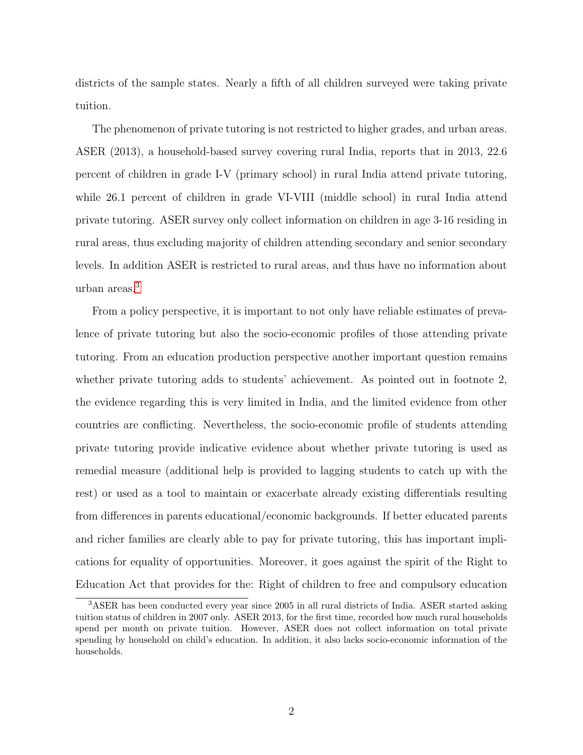districts of the sample states. Nearly a fifth of all children surveyed were taking private tuition.

The phenomenon of private tutoring is not restricted to higher grades, and urban areas. ASER (2013), a household-based survey covering rural India, reports that in 2013, 22.6 percent of children in grade I-V (primary school) in rural India attend private tutoring, while 26.1 percent of children in grade VI-VIII (middle school) in rural India attend private tutoring. ASER survey only collect information on children in age 3-16 residing in rural areas, thus excluding majority of children attending secondary and senior secondary levels. In addition ASER is restricted to rural areas, and thus have no information about urban areas.[3]

From a policy perspective, it is important to not only have reliable estimates of prevalence of private tutoring but also the socio-economic profiles of those attending private tutoring. From an education production perspective another important question remains whether private tutoring adds to students' achievement. As pointed out in footnote 2, the evidence regarding this is very limited in India, and the limited evidence from other countries are conflicting. Nevertheless, the socio-economic profile of students attending private tutoring provide indicative evidence about whether private tutoring is used as remedial measure (additional help is provided to lagging students to catch up with the rest) or used as a tool to maintain or exacerbate already existing differentials resulting from differences in parents educational/economic backgrounds. If better educated parents and richer families are clearly able to pay for private tutoring, this has important implications for equality of opportunities. Moreover, it goes against the spirit of the Right to Education Act that provides for the: Right of children to free and compulsory education

[3] ASER has been conducted every year since 2005 in all rural districts of India. ASER started asking tuition status of children in 2007 only. ASER 2013, for the first time, recorded how much rural households spend per month on private tuition. However, ASER does not collect information on total private spending by household on child's education. In addition, it also lacks socio-economic information of the households.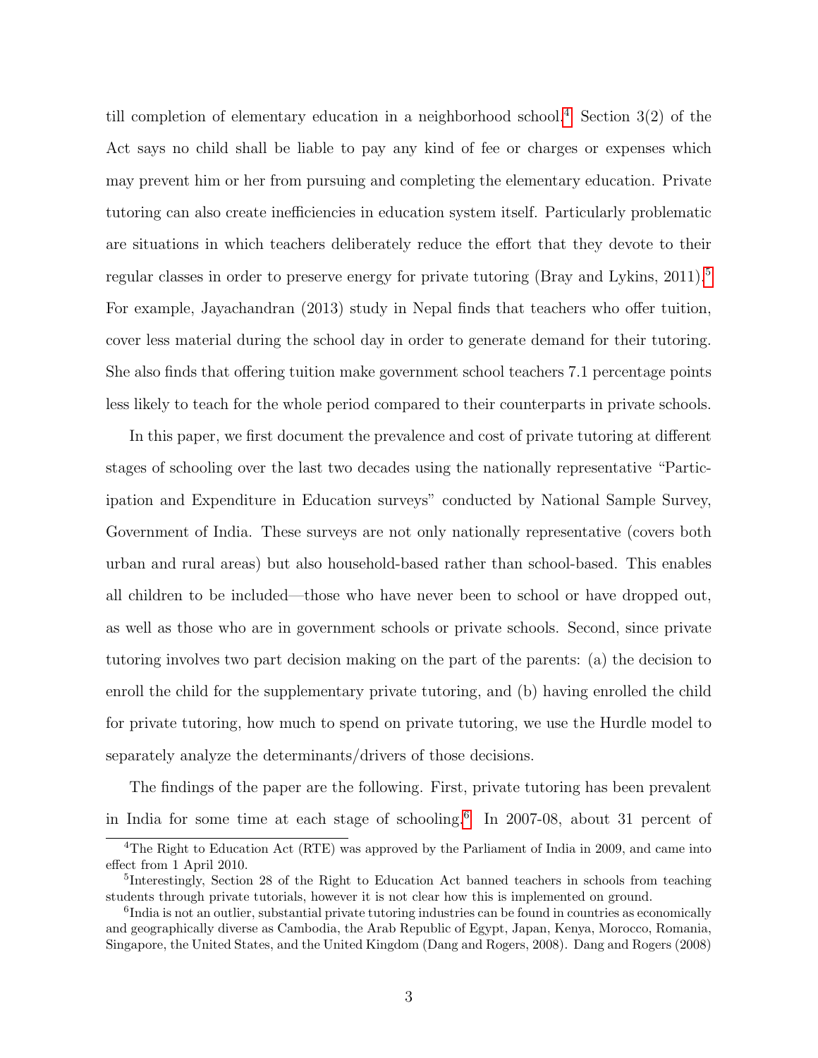till completion of elementary education in a neighborhood school.[4] Section 3(2) of the Act says no child shall be liable to pay any kind of fee or charges or expenses which may prevent him or her from pursuing and completing the elementary education. Private tutoring can also create inefficiencies in education system itself. Particularly problematic are situations in which teachers deliberately reduce the effort that they devote to their regular classes in order to preserve energy for private tutoring (Bray and Lykins, 2011).[5] For example, Jayachandran (2013) study in Nepal finds that teachers who offer tuition, cover less material during the school day in order to generate demand for their tutoring. She also finds that offering tuition make government school teachers 7.1 percentage points less likely to teach for the whole period compared to their counterparts in private schools.

In this paper, we first document the prevalence and cost of private tutoring at different stages of schooling over the last two decades using the nationally representative "Participation and Expenditure in Education surveys" conducted by National Sample Survey, Government of India. These surveys are not only nationally representative (covers both urban and rural areas) but also household-based rather than school-based. This enables all children to be included—those who have never been to school or have dropped out, as well as those who are in government schools or private schools. Second, since private tutoring involves two part decision making on the part of the parents: (a) the decision to enroll the child for the supplementary private tutoring, and (b) having enrolled the child for private tutoring, how much to spend on private tutoring, we use the Hurdle model to separately analyze the determinants/drivers of those decisions.

The findings of the paper are the following. First, private tutoring has been prevalent in India for some time at each stage of schooling.[6] In 2007-08, about 31 percent of

[4] The Right to Education Act (RTE) was approved by the Parliament of India in 2009, and came into effect from 1 April 2010.

[5] Interestingly, Section 28 of the Right to Education Act banned teachers in schools from teaching students through private tutorials, however it is not clear how this is implemented on ground.

[6] India is not an outlier, substantial private tutoring industries can be found in countries as economically and geographically diverse as Cambodia, the Arab Republic of Egypt, Japan, Kenya, Morocco, Romania, Singapore, the United States, and the United Kingdom (Dang and Rogers, 2008). Dang and Rogers (2008)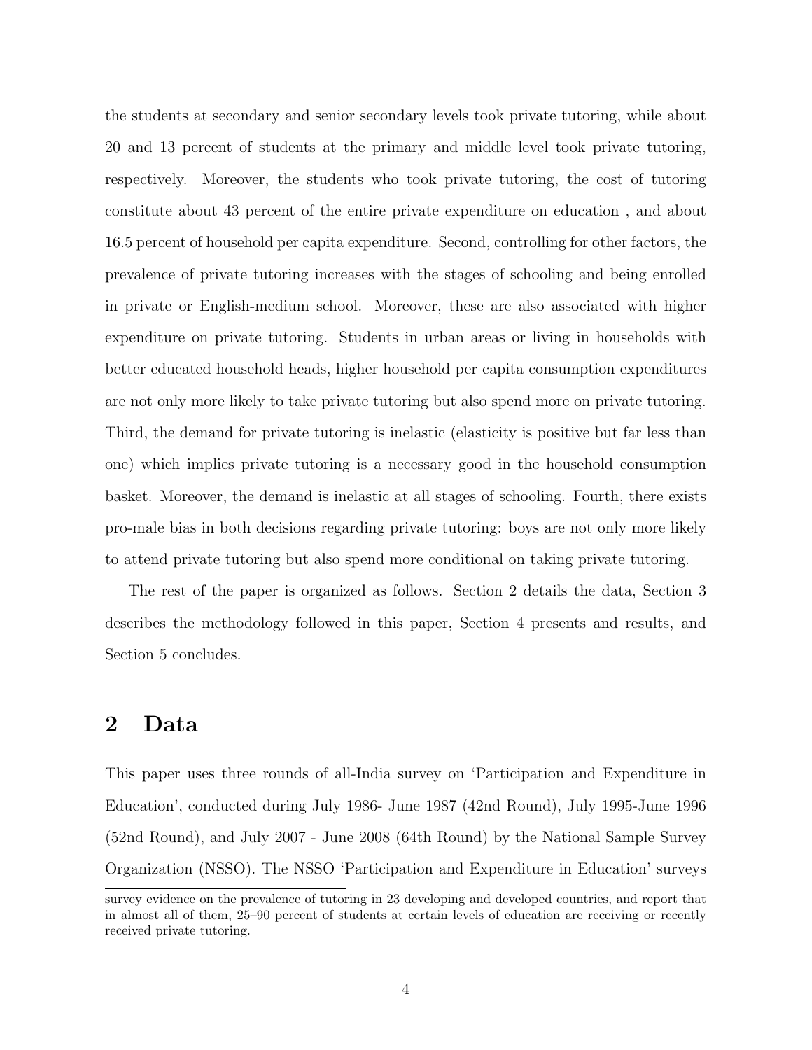the students at secondary and senior secondary levels took private tutoring, while about 20 and 13 percent of students at the primary and middle level took private tutoring, respectively. Moreover, the students who took private tutoring, the cost of tutoring constitute about 43 percent of the entire private expenditure on education , and about 16.5 percent of household per capita expenditure. Second, controlling for other factors, the prevalence of private tutoring increases with the stages of schooling and being enrolled in private or English-medium school. Moreover, these are also associated with higher expenditure on private tutoring. Students in urban areas or living in households with better educated household heads, higher household per capita consumption expenditures are not only more likely to take private tutoring but also spend more on private tutoring. Third, the demand for private tutoring is inelastic (elasticity is positive but far less than one) which implies private tutoring is a necessary good in the household consumption basket. Moreover, the demand is inelastic at all stages of schooling. Fourth, there exists pro-male bias in both decisions regarding private tutoring: boys are not only more likely to attend private tutoring but also spend more conditional on taking private tutoring.

The rest of the paper is organized as follows. Section 2 details the data, Section 3 describes the methodology followed in this paper, Section 4 presents and results, and Section 5 concludes.

## 2 Data

This paper uses three rounds of all-India survey on 'Participation and Expenditure in Education', conducted during July 1986- June 1987 (42nd Round), July 1995-June 1996 (52nd Round), and July 2007 - June 2008 (64th Round) by the National Sample Survey Organization (NSSO). The NSSO 'Participation and Expenditure in Education' surveys

survey evidence on the prevalence of tutoring in 23 developing and developed countries, and report that in almost all of them, 25–90 percent of students at certain levels of education are receiving or recently received private tutoring.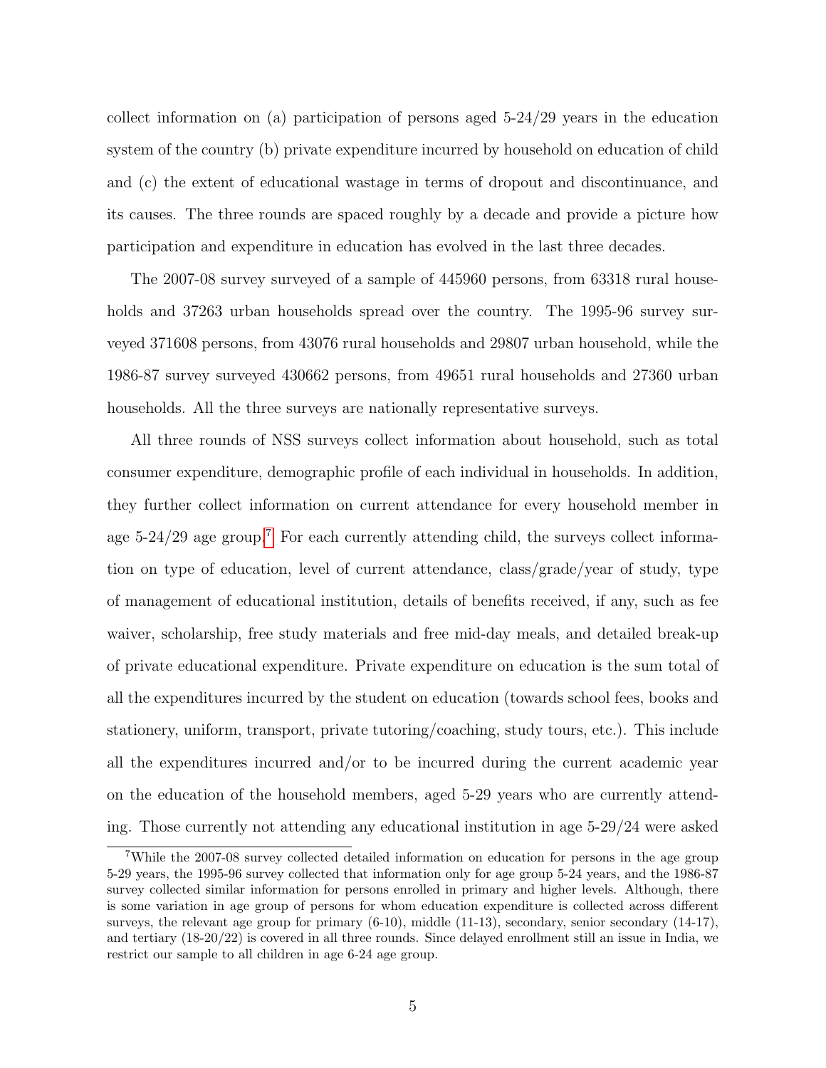collect information on (a) participation of persons aged 5-24/29 years in the education system of the country (b) private expenditure incurred by household on education of child and (c) the extent of educational wastage in terms of dropout and discontinuance, and its causes. The three rounds are spaced roughly by a decade and provide a picture how participation and expenditure in education has evolved in the last three decades.

The 2007-08 survey surveyed of a sample of 445960 persons, from 63318 rural households and 37263 urban households spread over the country. The 1995-96 survey surveyed 371608 persons, from 43076 rural households and 29807 urban household, while the 1986-87 survey surveyed 430662 persons, from 49651 rural households and 27360 urban households. All the three surveys are nationally representative surveys.

All three rounds of NSS surveys collect information about household, such as total consumer expenditure, demographic profile of each individual in households. In addition, they further collect information on current attendance for every household member in age 5-24/29 age group.[7] For each currently attending child, the surveys collect information on type of education, level of current attendance, class/grade/year of study, type of management of educational institution, details of benefits received, if any, such as fee waiver, scholarship, free study materials and free mid-day meals, and detailed break-up of private educational expenditure. Private expenditure on education is the sum total of all the expenditures incurred by the student on education (towards school fees, books and stationery, uniform, transport, private tutoring/coaching, study tours, etc.). This include all the expenditures incurred and/or to be incurred during the current academic year on the education of the household members, aged 5-29 years who are currently attending. Those currently not attending any educational institution in age 5-29/24 were asked

[7] While the 2007-08 survey collected detailed information on education for persons in the age group 5-29 years, the 1995-96 survey collected that information only for age group 5-24 years, and the 1986-87 survey collected similar information for persons enrolled in primary and higher levels. Although, there is some variation in age group of persons for whom education expenditure is collected across different surveys, the relevant age group for primary (6-10), middle (11-13), secondary, senior secondary (14-17), and tertiary (18-20/22) is covered in all three rounds. Since delayed enrollment still an issue in India, we restrict our sample to all children in age 6-24 age group.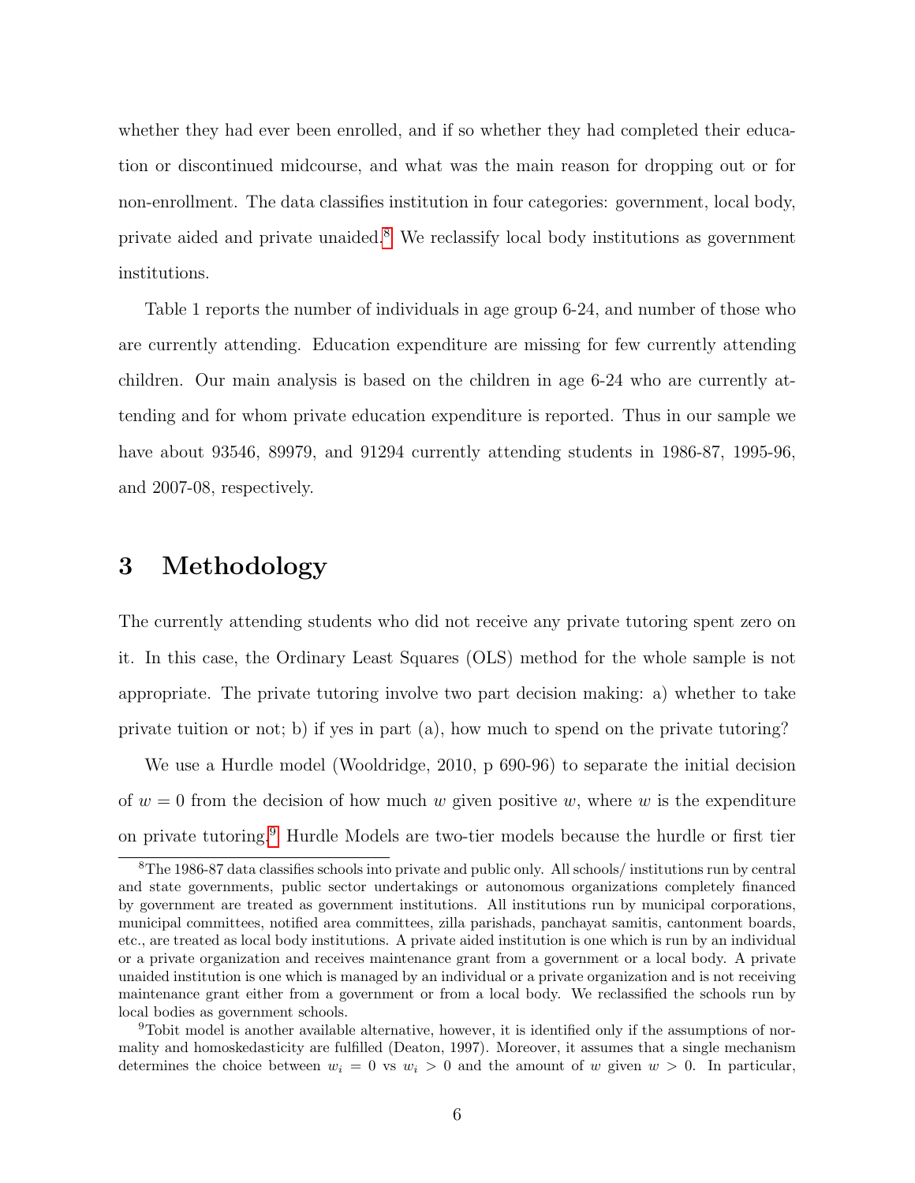whether they had ever been enrolled, and if so whether they had completed their education or discontinued midcourse, and what was the main reason for dropping out or for non-enrollment. The data classifies institution in four categories: government, local body, private aided and private unaided.[8] We reclassify local body institutions as government institutions.

Table 1 reports the number of individuals in age group 6-24, and number of those who are currently attending. Education expenditure are missing for few currently attending children. Our main analysis is based on the children in age 6-24 who are currently attending and for whom private education expenditure is reported. Thus in our sample we have about 93546, 89979, and 91294 currently attending students in 1986-87, 1995-96, and 2007-08, respectively.

# 3 Methodology

The currently attending students who did not receive any private tutoring spent zero on it. In this case, the Ordinary Least Squares (OLS) method for the whole sample is not appropriate. The private tutoring involve two part decision making: a) whether to take private tuition or not; b) if yes in part (a), how much to spend on the private tutoring?

We use a Hurdle model (Wooldridge, 2010, p 690-96) to separate the initial decision of $w = 0$ from the decision of how much $w$ given positive $w$, where $w$ is the expenditure on private tutoring.[9] Hurdle Models are two-tier models because the hurdle or first tier

---

[8] The 1986-87 data classifies schools into private and public only. All schools/ institutions run by central and state governments, public sector undertakings or autonomous organizations completely financed by government are treated as government institutions. All institutions run by municipal corporations, municipal committees, notified area committees, zilla parishads, panchayat samitis, cantonment boards, etc., are treated as local body institutions. A private aided institution is one which is run by an individual or a private organization and receives maintenance grant from a government or a local body. A private unaided institution is one which is managed by an individual or a private organization and is not receiving maintenance grant either from a government or from a local body. We reclassified the schools run by local bodies as government schools.

[9] Tobit model is another available alternative, however, it is identified only if the assumptions of normality and homoskedasticity are fulfilled (Deaton, 1997). Moreover, it assumes that a single mechanism determines the choice between $w_i = 0$ vs $w_i > 0$ and the amount of $w$ given $w > 0$. In particular,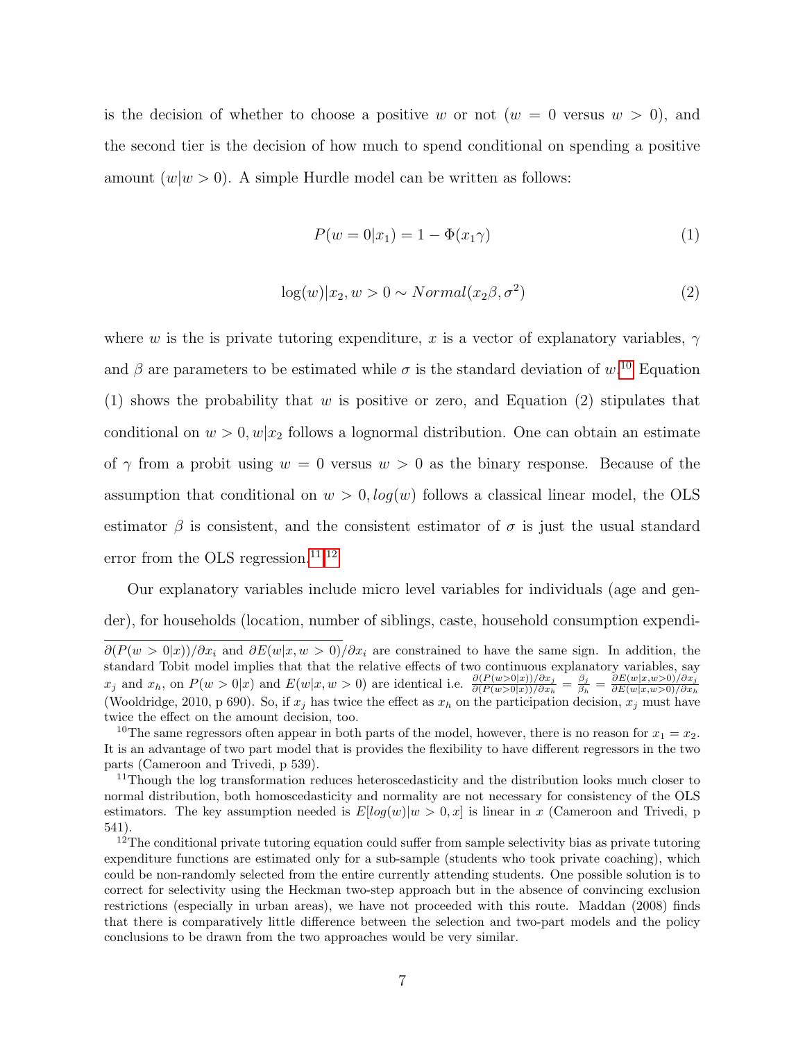is the decision of whether to choose a positive $w$ or not ($w = 0$ versus $w > 0$), and the second tier is the decision of how much to spend conditional on spending a positive amount ($w|w > 0$). A simple Hurdle model can be written as follows:

$$P(w = 0|x_1) = 1 - \Phi(x_1\gamma) \tag{1}$$

$$\log(w)|x_2, w > 0 \sim Normal(x_2\beta, \sigma^2) \tag{2}$$

where $w$ is the is private tutoring expenditure, $x$ is a vector of explanatory variables, $\gamma$ and $\beta$ are parameters to be estimated while $\sigma$ is the standard deviation of $w$.[10] Equation (1) shows the probability that $w$ is positive or zero, and Equation (2) stipulates that conditional on $w > 0, w|x_2$ follows a lognormal distribution. One can obtain an estimate of $\gamma$ from a probit using $w = 0$ versus $w > 0$ as the binary response. Because of the assumption that conditional on $w > 0, log(w)$ follows a classical linear model, the OLS estimator $\beta$ is consistent, and the consistent estimator of $\sigma$ is just the usual standard error from the OLS regression.[11][12]

Our explanatory variables include micro level variables for individuals (age and gender), for households (location, number of siblings, caste, household consumption expendi-

---

$\partial(P(w > 0|x))/\partial x_i$ and $\partial E(w|x, w > 0)/\partial x_i$ are constrained to have the same sign. In addition, the standard Tobit model implies that that the relative effects of two continuous explanatory variables, say $x_j$ and $x_h$, on $P(w > 0|x)$ and $E(w|x, w > 0)$ are identical i.e. $\frac{\partial(P(w>0|x))/\partial x_j}{\partial(P(w>0|x))/\partial x_h} = \frac{\beta_j}{\beta_h} = \frac{\partial E(w|x,w>0)/\partial x_j}{\partial E(w|x,w>0)/\partial x_h}$ (Wooldridge, 2010, p 690). So, if $x_j$ has twice the effect as $x_h$ on the participation decision, $x_j$ must have twice the effect on the amount decision, too.

[10] The same regressors often appear in both parts of the model, however, there is no reason for $x_1 = x_2$. It is an advantage of two part model that is provides the flexibility to have different regressors in the two parts (Cameroon and Trivedi, p 539).

[11] Though the log transformation reduces heteroscedasticity and the distribution looks much closer to normal distribution, both homoscedasticity and normality are not necessary for consistency of the OLS estimators. The key assumption needed is $E[log(w)|w > 0, x]$ is linear in $x$ (Cameroon and Trivedi, p 541).

[12] The conditional private tutoring equation could suffer from sample selectivity bias as private tutoring expenditure functions are estimated only for a sub-sample (students who took private coaching), which could be non-randomly selected from the entire currently attending students. One possible solution is to correct for selectivity using the Heckman two-step approach but in the absence of convincing exclusion restrictions (especially in urban areas), we have not proceeded with this route. Maddan (2008) finds that there is comparatively little difference between the selection and two-part models and the policy conclusions to be drawn from the two approaches would be very similar.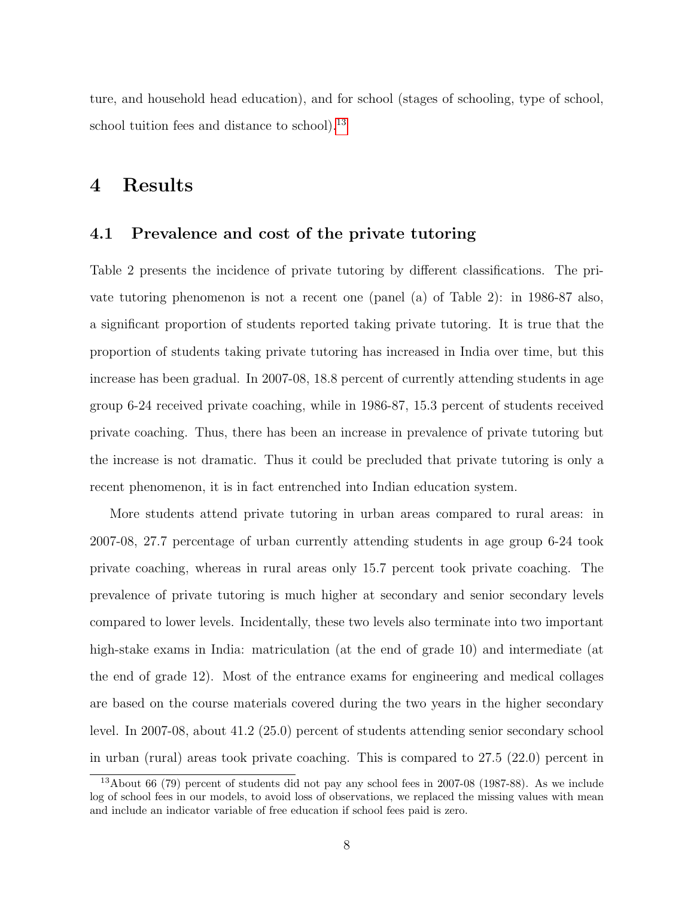ture, and household head education), and for school (stages of schooling, type of school, school tuition fees and distance to school).[13]

# 4 Results

## 4.1 Prevalence and cost of the private tutoring

Table 2 presents the incidence of private tutoring by different classifications. The private tutoring phenomenon is not a recent one (panel (a) of Table 2): in 1986-87 also, a significant proportion of students reported taking private tutoring. It is true that the proportion of students taking private tutoring has increased in India over time, but this increase has been gradual. In 2007-08, 18.8 percent of currently attending students in age group 6-24 received private coaching, while in 1986-87, 15.3 percent of students received private coaching. Thus, there has been an increase in prevalence of private tutoring but the increase is not dramatic. Thus it could be precluded that private tutoring is only a recent phenomenon, it is in fact entrenched into Indian education system.

More students attend private tutoring in urban areas compared to rural areas: in 2007-08, 27.7 percentage of urban currently attending students in age group 6-24 took private coaching, whereas in rural areas only 15.7 percent took private coaching. The prevalence of private tutoring is much higher at secondary and senior secondary levels compared to lower levels. Incidentally, these two levels also terminate into two important high-stake exams in India: matriculation (at the end of grade 10) and intermediate (at the end of grade 12). Most of the entrance exams for engineering and medical collages are based on the course materials covered during the two years in the higher secondary level. In 2007-08, about 41.2 (25.0) percent of students attending senior secondary school in urban (rural) areas took private coaching. This is compared to 27.5 (22.0) percent in

[13] About 66 (79) percent of students did not pay any school fees in 2007-08 (1987-88). As we include log of school fees in our models, to avoid loss of observations, we replaced the missing values with mean and include an indicator variable of free education if school fees paid is zero.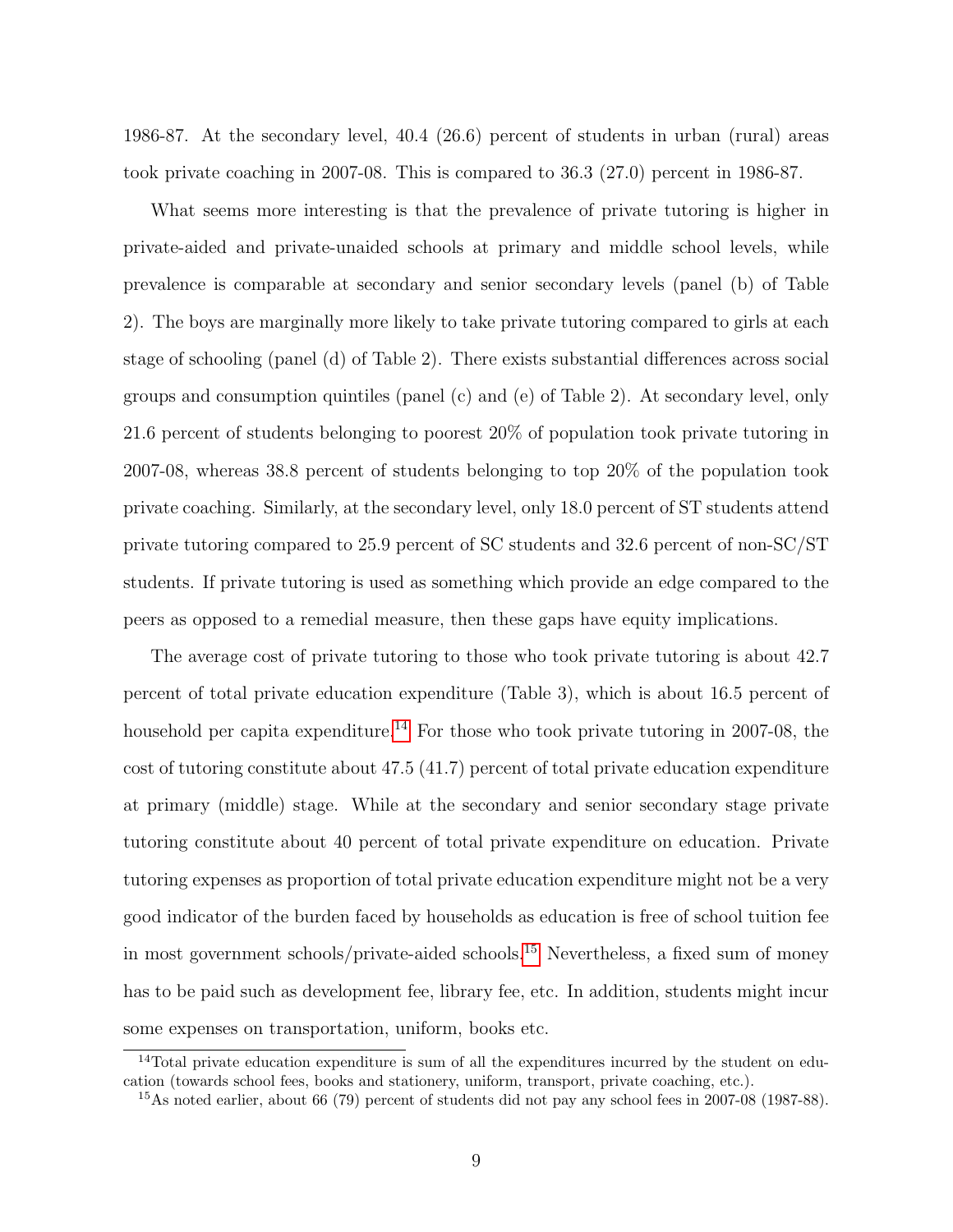1986-87. At the secondary level, 40.4 (26.6) percent of students in urban (rural) areas took private coaching in 2007-08. This is compared to 36.3 (27.0) percent in 1986-87.

What seems more interesting is that the prevalence of private tutoring is higher in private-aided and private-unaided schools at primary and middle school levels, while prevalence is comparable at secondary and senior secondary levels (panel (b) of Table 2). The boys are marginally more likely to take private tutoring compared to girls at each stage of schooling (panel (d) of Table 2). There exists substantial differences across social groups and consumption quintiles (panel (c) and (e) of Table 2). At secondary level, only 21.6 percent of students belonging to poorest 20% of population took private tutoring in 2007-08, whereas 38.8 percent of students belonging to top 20% of the population took private coaching. Similarly, at the secondary level, only 18.0 percent of ST students attend private tutoring compared to 25.9 percent of SC students and 32.6 percent of non-SC/ST students. If private tutoring is used as something which provide an edge compared to the peers as opposed to a remedial measure, then these gaps have equity implications.

The average cost of private tutoring to those who took private tutoring is about 42.7 percent of total private education expenditure (Table 3), which is about 16.5 percent of household per capita expenditure.[14] For those who took private tutoring in 2007-08, the cost of tutoring constitute about 47.5 (41.7) percent of total private education expenditure at primary (middle) stage. While at the secondary and senior secondary stage private tutoring constitute about 40 percent of total private expenditure on education. Private tutoring expenses as proportion of total private education expenditure might not be a very good indicator of the burden faced by households as education is free of school tuition fee in most government schools/private-aided schools.[15] Nevertheless, a fixed sum of money has to be paid such as development fee, library fee, etc. In addition, students might incur some expenses on transportation, uniform, books etc.

[14] Total private education expenditure is sum of all the expenditures incurred by the student on education (towards school fees, books and stationery, uniform, transport, private coaching, etc.).

[15] As noted earlier, about 66 (79) percent of students did not pay any school fees in 2007-08 (1987-88).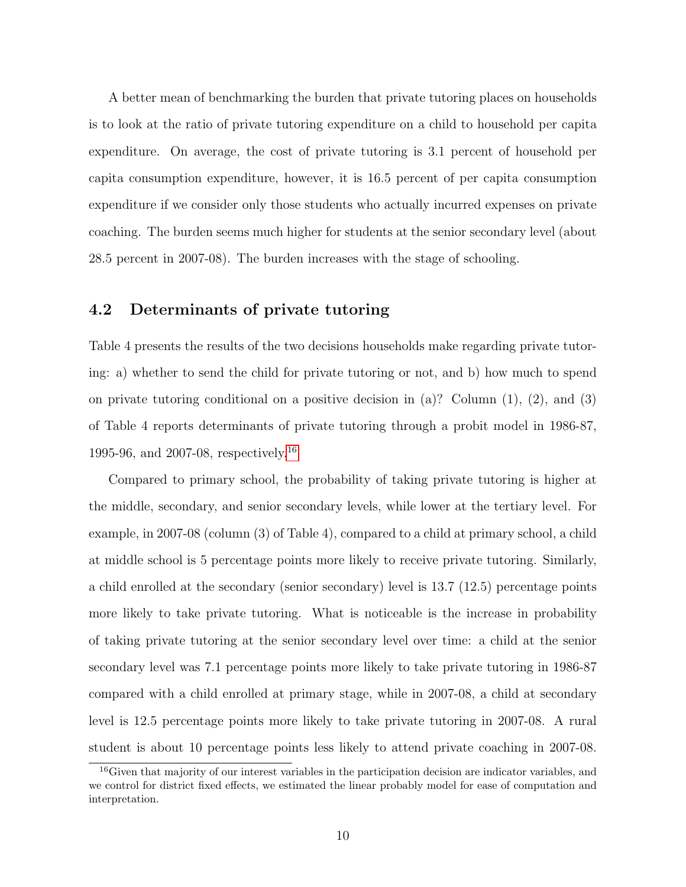A better mean of benchmarking the burden that private tutoring places on households is to look at the ratio of private tutoring expenditure on a child to household per capita expenditure. On average, the cost of private tutoring is 3.1 percent of household per capita consumption expenditure, however, it is 16.5 percent of per capita consumption expenditure if we consider only those students who actually incurred expenses on private coaching. The burden seems much higher for students at the senior secondary level (about 28.5 percent in 2007-08). The burden increases with the stage of schooling.

## 4.2 Determinants of private tutoring

Table 4 presents the results of the two decisions households make regarding private tutoring: a) whether to send the child for private tutoring or not, and b) how much to spend on private tutoring conditional on a positive decision in (a)? Column (1), (2), and (3) of Table 4 reports determinants of private tutoring through a probit model in 1986-87, 1995-96, and 2007-08, respectively.[16]

Compared to primary school, the probability of taking private tutoring is higher at the middle, secondary, and senior secondary levels, while lower at the tertiary level. For example, in 2007-08 (column (3) of Table 4), compared to a child at primary school, a child at middle school is 5 percentage points more likely to receive private tutoring. Similarly, a child enrolled at the secondary (senior secondary) level is 13.7 (12.5) percentage points more likely to take private tutoring. What is noticeable is the increase in probability of taking private tutoring at the senior secondary level over time: a child at the senior secondary level was 7.1 percentage points more likely to take private tutoring in 1986-87 compared with a child enrolled at primary stage, while in 2007-08, a child at secondary level is 12.5 percentage points more likely to take private tutoring in 2007-08. A rural student is about 10 percentage points less likely to attend private coaching in 2007-08.

[16] Given that majority of our interest variables in the participation decision are indicator variables, and we control for district fixed effects, we estimated the linear probably model for ease of computation and interpretation.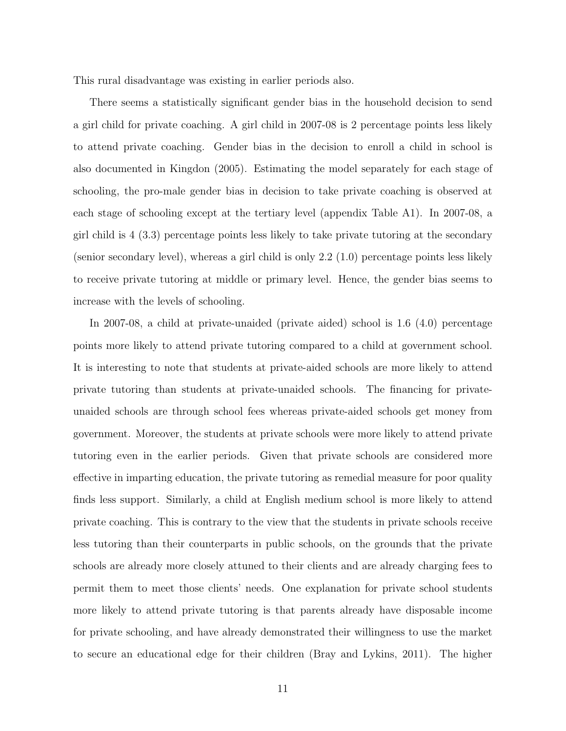This rural disadvantage was existing in earlier periods also.

There seems a statistically significant gender bias in the household decision to send a girl child for private coaching. A girl child in 2007-08 is 2 percentage points less likely to attend private coaching. Gender bias in the decision to enroll a child in school is also documented in Kingdon (2005). Estimating the model separately for each stage of schooling, the pro-male gender bias in decision to take private coaching is observed at each stage of schooling except at the tertiary level (appendix Table A1). In 2007-08, a girl child is 4 (3.3) percentage points less likely to take private tutoring at the secondary (senior secondary level), whereas a girl child is only 2.2 (1.0) percentage points less likely to receive private tutoring at middle or primary level. Hence, the gender bias seems to increase with the levels of schooling.

In 2007-08, a child at private-unaided (private aided) school is 1.6 (4.0) percentage points more likely to attend private tutoring compared to a child at government school. It is interesting to note that students at private-aided schools are more likely to attend private tutoring than students at private-unaided schools. The financing for private-unaided schools are through school fees whereas private-aided schools get money from government. Moreover, the students at private schools were more likely to attend private tutoring even in the earlier periods. Given that private schools are considered more effective in imparting education, the private tutoring as remedial measure for poor quality finds less support. Similarly, a child at English medium school is more likely to attend private coaching. This is contrary to the view that the students in private schools receive less tutoring than their counterparts in public schools, on the grounds that the private schools are already more closely attuned to their clients and are already charging fees to permit them to meet those clients' needs. One explanation for private school students more likely to attend private tutoring is that parents already have disposable income for private schooling, and have already demonstrated their willingness to use the market to secure an educational edge for their children (Bray and Lykins, 2011). The higher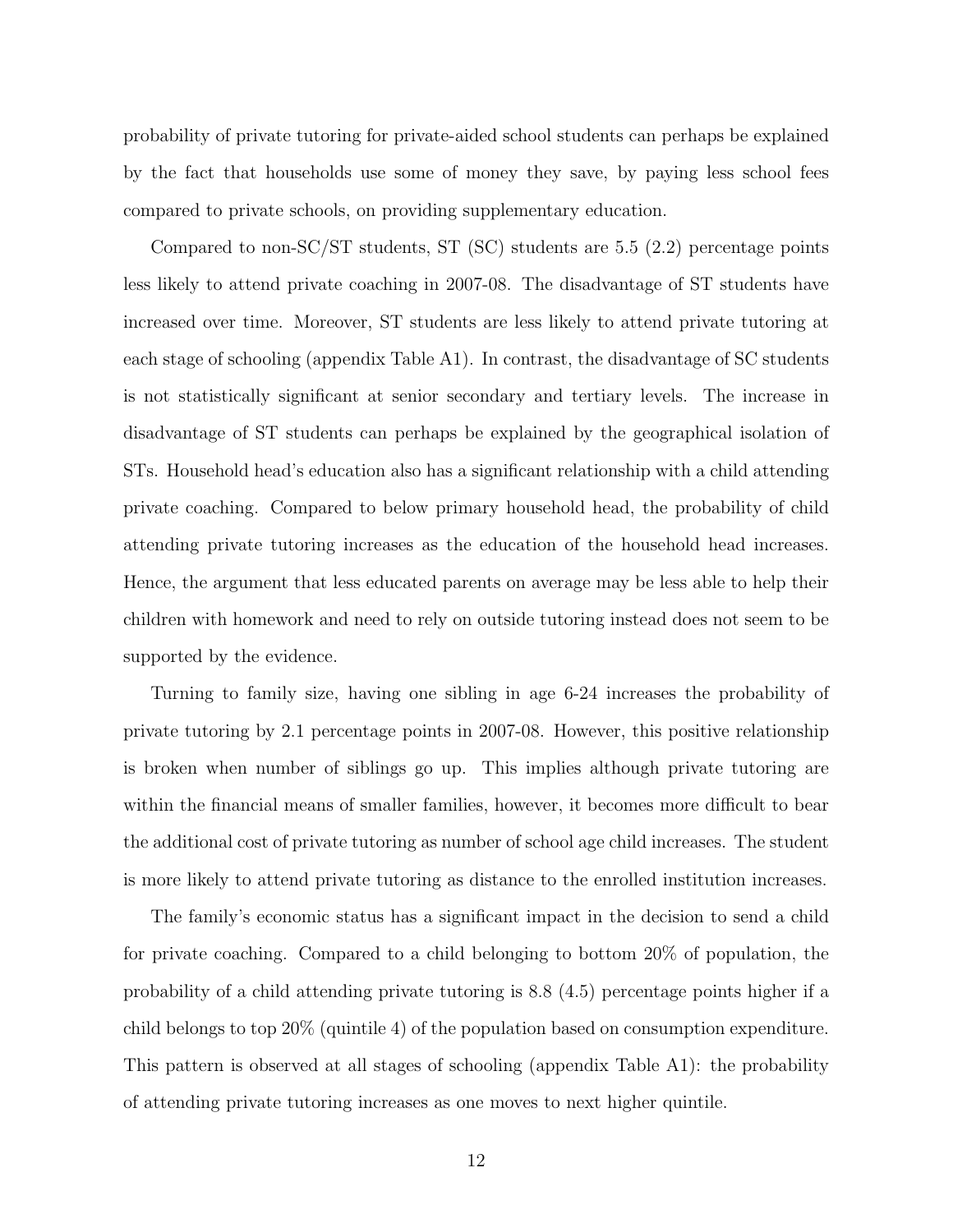probability of private tutoring for private-aided school students can perhaps be explained by the fact that households use some of money they save, by paying less school fees compared to private schools, on providing supplementary education.

Compared to non-SC/ST students, ST (SC) students are 5.5 (2.2) percentage points less likely to attend private coaching in 2007-08. The disadvantage of ST students have increased over time. Moreover, ST students are less likely to attend private tutoring at each stage of schooling (appendix Table A1). In contrast, the disadvantage of SC students is not statistically significant at senior secondary and tertiary levels. The increase in disadvantage of ST students can perhaps be explained by the geographical isolation of STs. Household head's education also has a significant relationship with a child attending private coaching. Compared to below primary household head, the probability of child attending private tutoring increases as the education of the household head increases. Hence, the argument that less educated parents on average may be less able to help their children with homework and need to rely on outside tutoring instead does not seem to be supported by the evidence.

Turning to family size, having one sibling in age 6-24 increases the probability of private tutoring by 2.1 percentage points in 2007-08. However, this positive relationship is broken when number of siblings go up. This implies although private tutoring are within the financial means of smaller families, however, it becomes more difficult to bear the additional cost of private tutoring as number of school age child increases. The student is more likely to attend private tutoring as distance to the enrolled institution increases.

The family's economic status has a significant impact in the decision to send a child for private coaching. Compared to a child belonging to bottom 20% of population, the probability of a child attending private tutoring is 8.8 (4.5) percentage points higher if a child belongs to top 20% (quintile 4) of the population based on consumption expenditure. This pattern is observed at all stages of schooling (appendix Table A1): the probability of attending private tutoring increases as one moves to next higher quintile.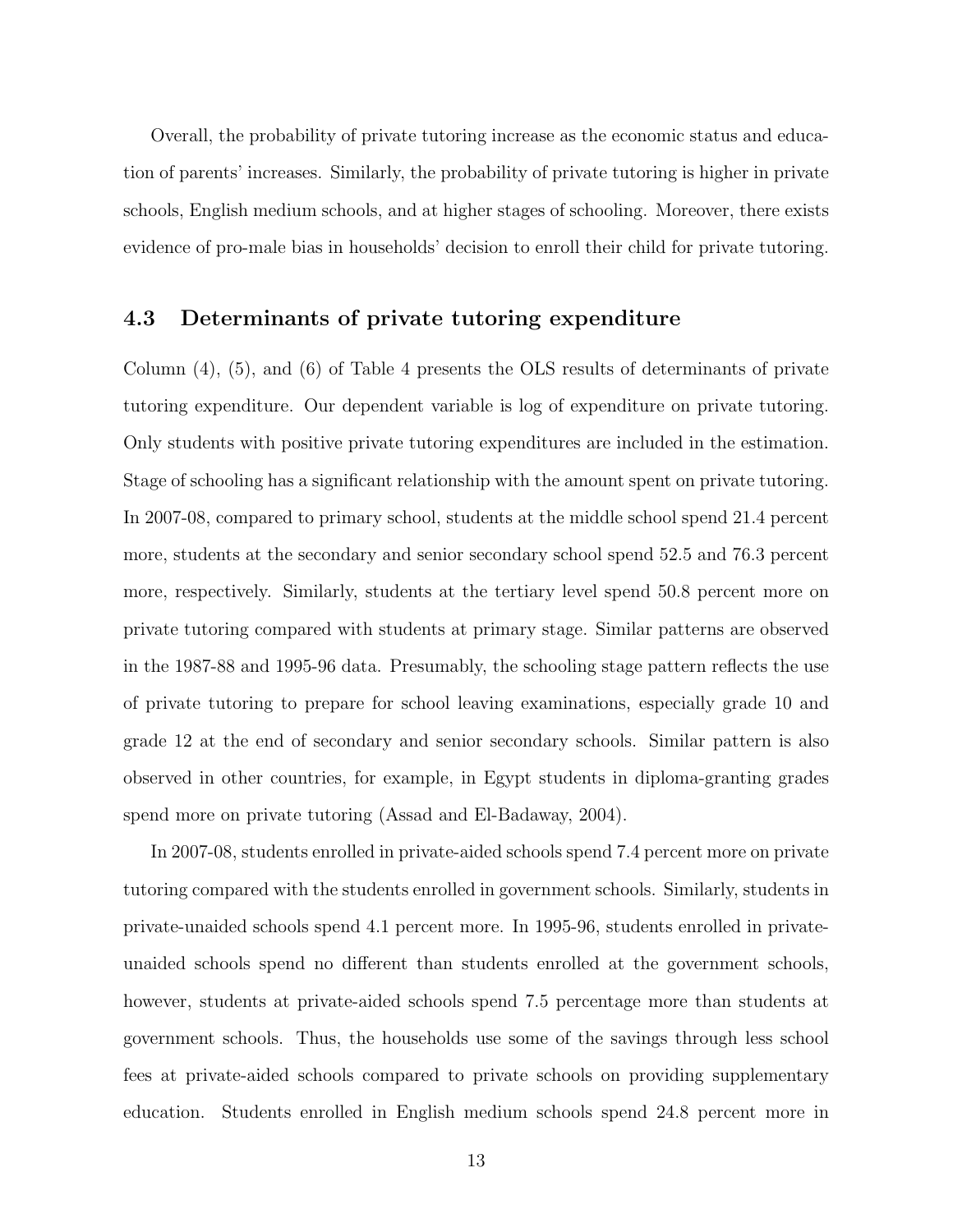Overall, the probability of private tutoring increase as the economic status and education of parents' increases. Similarly, the probability of private tutoring is higher in private schools, English medium schools, and at higher stages of schooling. Moreover, there exists evidence of pro-male bias in households' decision to enroll their child for private tutoring.

### 4.3 Determinants of private tutoring expenditure

Column (4), (5), and (6) of Table 4 presents the OLS results of determinants of private tutoring expenditure. Our dependent variable is log of expenditure on private tutoring. Only students with positive private tutoring expenditures are included in the estimation. Stage of schooling has a significant relationship with the amount spent on private tutoring. In 2007-08, compared to primary school, students at the middle school spend 21.4 percent more, students at the secondary and senior secondary school spend 52.5 and 76.3 percent more, respectively. Similarly, students at the tertiary level spend 50.8 percent more on private tutoring compared with students at primary stage. Similar patterns are observed in the 1987-88 and 1995-96 data. Presumably, the schooling stage pattern reflects the use of private tutoring to prepare for school leaving examinations, especially grade 10 and grade 12 at the end of secondary and senior secondary schools. Similar pattern is also observed in other countries, for example, in Egypt students in diploma-granting grades spend more on private tutoring (Assad and El-Badaway, 2004).

In 2007-08, students enrolled in private-aided schools spend 7.4 percent more on private tutoring compared with the students enrolled in government schools. Similarly, students in private-unaided schools spend 4.1 percent more. In 1995-96, students enrolled in private-unaided schools spend no different than students enrolled at the government schools, however, students at private-aided schools spend 7.5 percentage more than students at government schools. Thus, the households use some of the savings through less school fees at private-aided schools compared to private schools on providing supplementary education. Students enrolled in English medium schools spend 24.8 percent more in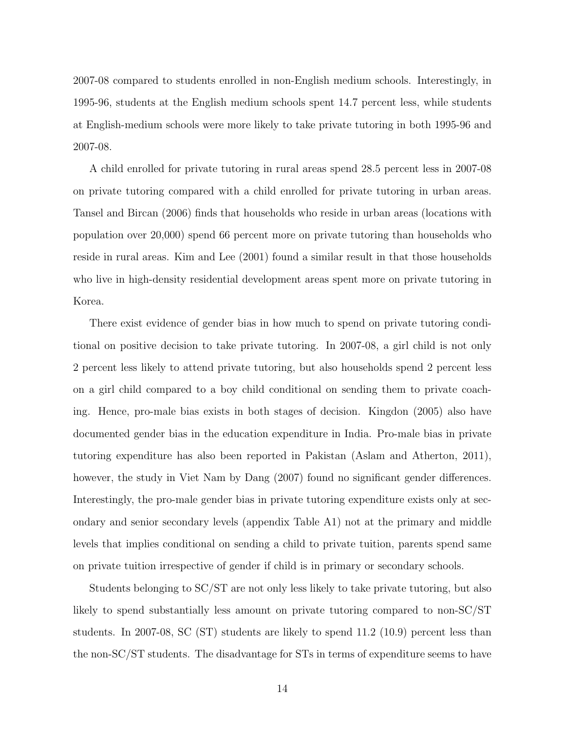2007-08 compared to students enrolled in non-English medium schools. Interestingly, in 1995-96, students at the English medium schools spent 14.7 percent less, while students at English-medium schools were more likely to take private tutoring in both 1995-96 and 2007-08.

A child enrolled for private tutoring in rural areas spend 28.5 percent less in 2007-08 on private tutoring compared with a child enrolled for private tutoring in urban areas. Tansel and Bircan (2006) finds that households who reside in urban areas (locations with population over 20,000) spend 66 percent more on private tutoring than households who reside in rural areas. Kim and Lee (2001) found a similar result in that those households who live in high-density residential development areas spent more on private tutoring in Korea.

There exist evidence of gender bias in how much to spend on private tutoring conditional on positive decision to take private tutoring. In 2007-08, a girl child is not only 2 percent less likely to attend private tutoring, but also households spend 2 percent less on a girl child compared to a boy child conditional on sending them to private coaching. Hence, pro-male bias exists in both stages of decision. Kingdon (2005) also have documented gender bias in the education expenditure in India. Pro-male bias in private tutoring expenditure has also been reported in Pakistan (Aslam and Atherton, 2011), however, the study in Viet Nam by Dang (2007) found no significant gender differences. Interestingly, the pro-male gender bias in private tutoring expenditure exists only at secondary and senior secondary levels (appendix Table A1) not at the primary and middle levels that implies conditional on sending a child to private tuition, parents spend same on private tuition irrespective of gender if child is in primary or secondary schools.

Students belonging to SC/ST are not only less likely to take private tutoring, but also likely to spend substantially less amount on private tutoring compared to non-SC/ST students. In 2007-08, SC (ST) students are likely to spend 11.2 (10.9) percent less than the non-SC/ST students. The disadvantage for STs in terms of expenditure seems to have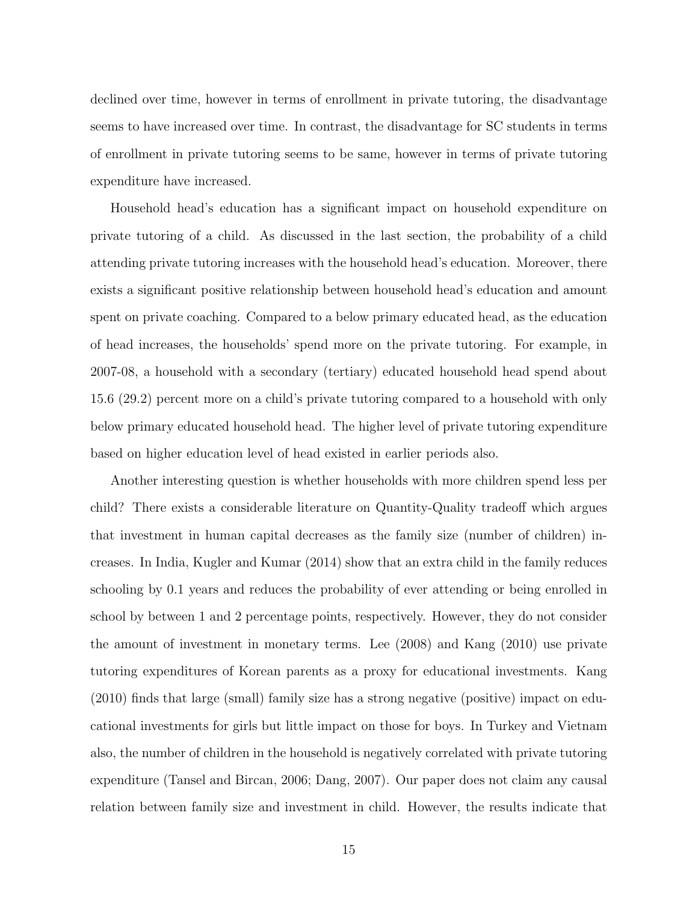declined over time, however in terms of enrollment in private tutoring, the disadvantage seems to have increased over time. In contrast, the disadvantage for SC students in terms of enrollment in private tutoring seems to be same, however in terms of private tutoring expenditure have increased.

Household head's education has a significant impact on household expenditure on private tutoring of a child. As discussed in the last section, the probability of a child attending private tutoring increases with the household head's education. Moreover, there exists a significant positive relationship between household head's education and amount spent on private coaching. Compared to a below primary educated head, as the education of head increases, the households' spend more on the private tutoring. For example, in 2007-08, a household with a secondary (tertiary) educated household head spend about 15.6 (29.2) percent more on a child's private tutoring compared to a household with only below primary educated household head. The higher level of private tutoring expenditure based on higher education level of head existed in earlier periods also.

Another interesting question is whether households with more children spend less per child? There exists a considerable literature on Quantity-Quality tradeoff which argues that investment in human capital decreases as the family size (number of children) increases. In India, Kugler and Kumar (2014) show that an extra child in the family reduces schooling by 0.1 years and reduces the probability of ever attending or being enrolled in school by between 1 and 2 percentage points, respectively. However, they do not consider the amount of investment in monetary terms. Lee (2008) and Kang (2010) use private tutoring expenditures of Korean parents as a proxy for educational investments. Kang (2010) finds that large (small) family size has a strong negative (positive) impact on educational investments for girls but little impact on those for boys. In Turkey and Vietnam also, the number of children in the household is negatively correlated with private tutoring expenditure (Tansel and Bircan, 2006; Dang, 2007). Our paper does not claim any causal relation between family size and investment in child. However, the results indicate that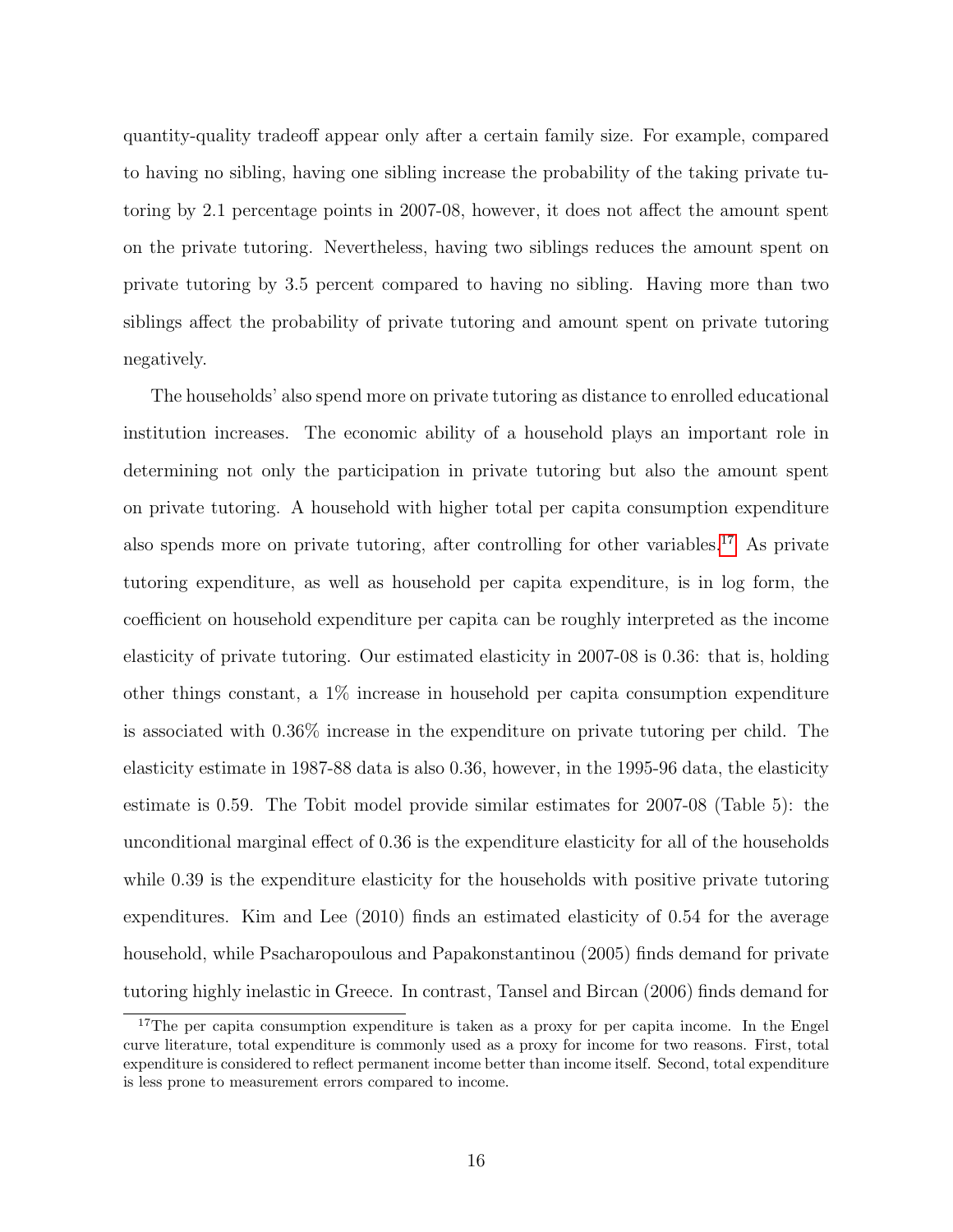quantity-quality tradeoff appear only after a certain family size. For example, compared to having no sibling, having one sibling increase the probability of the taking private tutoring by 2.1 percentage points in 2007-08, however, it does not affect the amount spent on the private tutoring. Nevertheless, having two siblings reduces the amount spent on private tutoring by 3.5 percent compared to having no sibling. Having more than two siblings affect the probability of private tutoring and amount spent on private tutoring negatively.

The households' also spend more on private tutoring as distance to enrolled educational institution increases. The economic ability of a household plays an important role in determining not only the participation in private tutoring but also the amount spent on private tutoring. A household with higher total per capita consumption expenditure also spends more on private tutoring, after controlling for other variables.[17] As private tutoring expenditure, as well as household per capita expenditure, is in log form, the coefficient on household expenditure per capita can be roughly interpreted as the income elasticity of private tutoring. Our estimated elasticity in 2007-08 is 0.36: that is, holding other things constant, a 1% increase in household per capita consumption expenditure is associated with 0.36% increase in the expenditure on private tutoring per child. The elasticity estimate in 1987-88 data is also 0.36, however, in the 1995-96 data, the elasticity estimate is 0.59. The Tobit model provide similar estimates for 2007-08 (Table 5): the unconditional marginal effect of 0.36 is the expenditure elasticity for all of the households while 0.39 is the expenditure elasticity for the households with positive private tutoring expenditures. Kim and Lee (2010) finds an estimated elasticity of 0.54 for the average household, while Psacharopoulous and Papakonstantinou (2005) finds demand for private tutoring highly inelastic in Greece. In contrast, Tansel and Bircan (2006) finds demand for

[17] The per capita consumption expenditure is taken as a proxy for per capita income. In the Engel curve literature, total expenditure is commonly used as a proxy for income for two reasons. First, total expenditure is considered to reflect permanent income better than income itself. Second, total expenditure is less prone to measurement errors compared to income.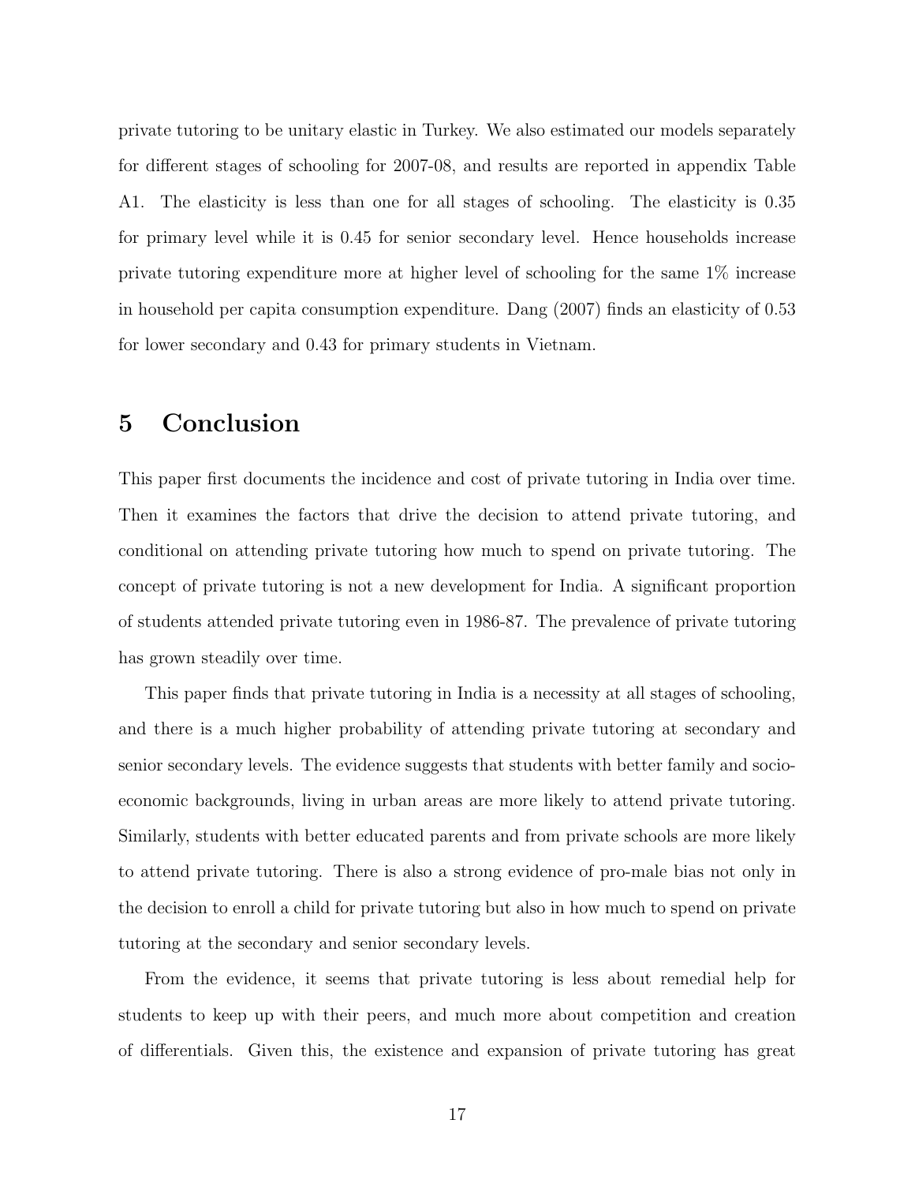private tutoring to be unitary elastic in Turkey. We also estimated our models separately for different stages of schooling for 2007-08, and results are reported in appendix Table A1. The elasticity is less than one for all stages of schooling. The elasticity is 0.35 for primary level while it is 0.45 for senior secondary level. Hence households increase private tutoring expenditure more at higher level of schooling for the same 1% increase in household per capita consumption expenditure. Dang (2007) finds an elasticity of 0.53 for lower secondary and 0.43 for primary students in Vietnam.

# 5 Conclusion

This paper first documents the incidence and cost of private tutoring in India over time. Then it examines the factors that drive the decision to attend private tutoring, and conditional on attending private tutoring how much to spend on private tutoring. The concept of private tutoring is not a new development for India. A significant proportion of students attended private tutoring even in 1986-87. The prevalence of private tutoring has grown steadily over time.

This paper finds that private tutoring in India is a necessity at all stages of schooling, and there is a much higher probability of attending private tutoring at secondary and senior secondary levels. The evidence suggests that students with better family and socio-economic backgrounds, living in urban areas are more likely to attend private tutoring. Similarly, students with better educated parents and from private schools are more likely to attend private tutoring. There is also a strong evidence of pro-male bias not only in the decision to enroll a child for private tutoring but also in how much to spend on private tutoring at the secondary and senior secondary levels.

From the evidence, it seems that private tutoring is less about remedial help for students to keep up with their peers, and much more about competition and creation of differentials. Given this, the existence and expansion of private tutoring has great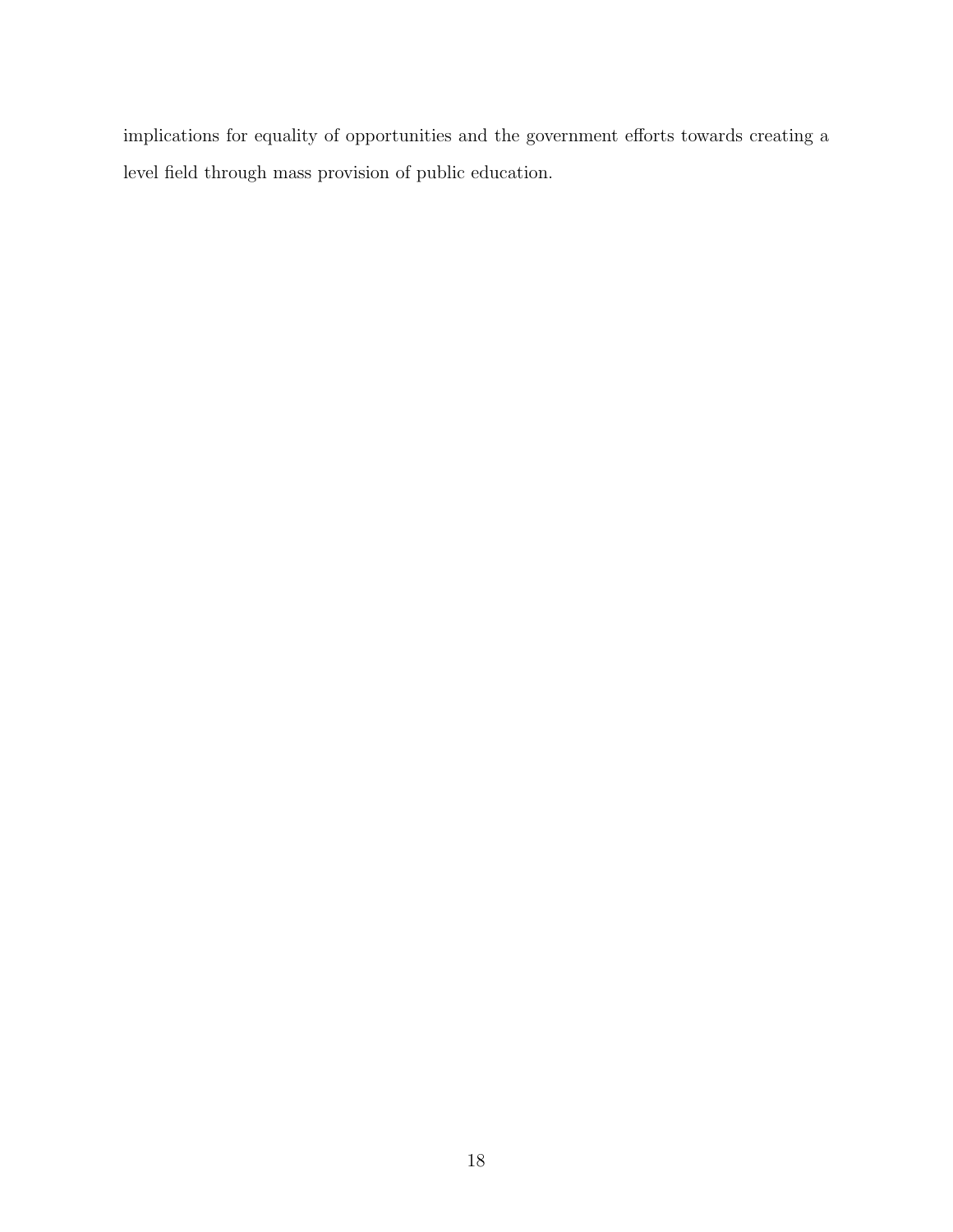implications for equality of opportunities and the government efforts towards creating a level field through mass provision of public education.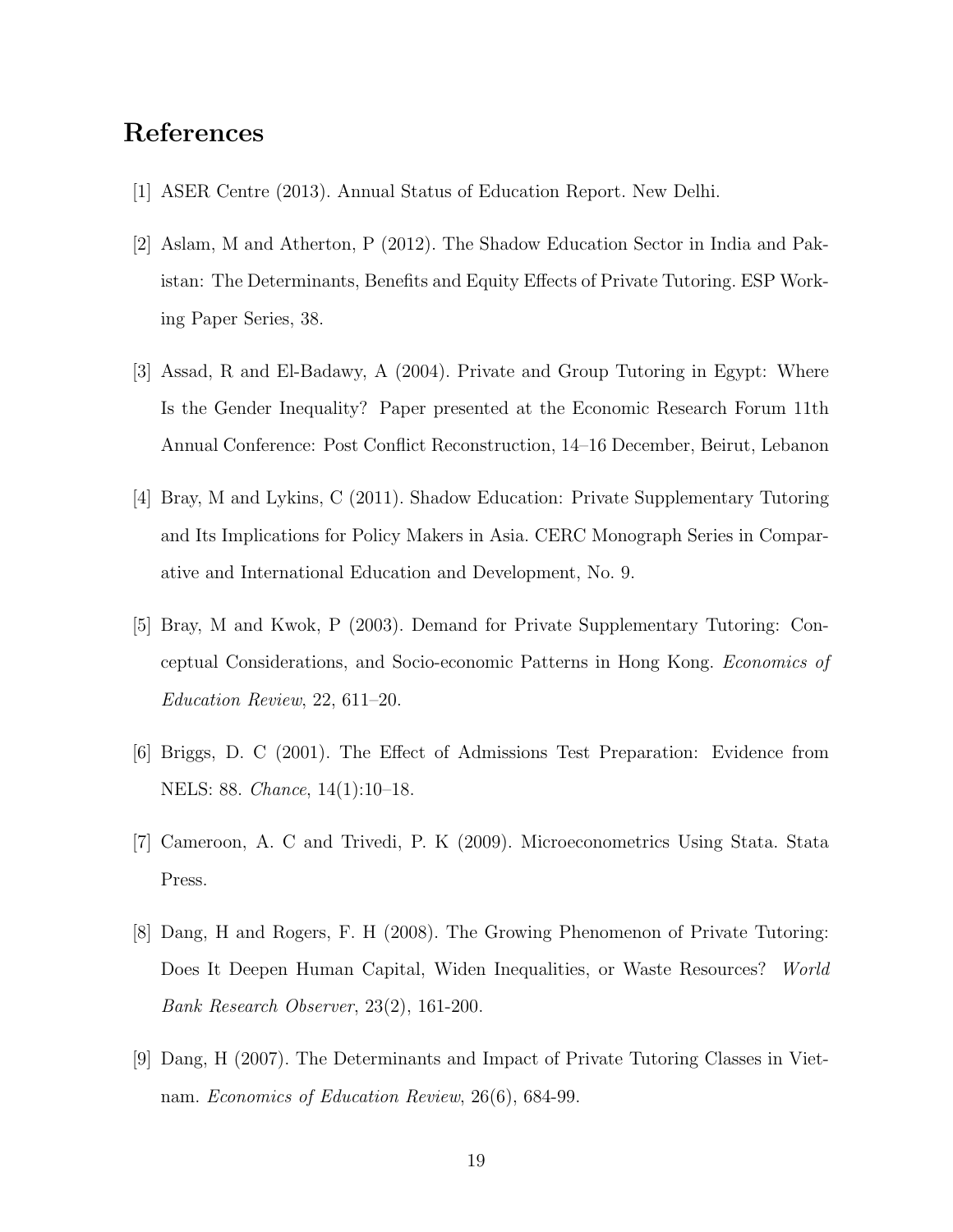# References

[1] ASER Centre (2013). Annual Status of Education Report. New Delhi.

[2] Aslam, M and Atherton, P (2012). The Shadow Education Sector in India and Pakistan: The Determinants, Benefits and Equity Effects of Private Tutoring. ESP Working Paper Series, 38.

[3] Assad, R and El-Badawy, A (2004). Private and Group Tutoring in Egypt: Where Is the Gender Inequality? Paper presented at the Economic Research Forum 11th Annual Conference: Post Conflict Reconstruction, 14–16 December, Beirut, Lebanon

[4] Bray, M and Lykins, C (2011). Shadow Education: Private Supplementary Tutoring and Its Implications for Policy Makers in Asia. CERC Monograph Series in Comparative and International Education and Development, No. 9.

[5] Bray, M and Kwok, P (2003). Demand for Private Supplementary Tutoring: Conceptual Considerations, and Socio-economic Patterns in Hong Kong. *Economics of Education Review*, 22, 611–20.

[6] Briggs, D. C (2001). The Effect of Admissions Test Preparation: Evidence from NELS: 88. *Chance*, 14(1):10–18.

[7] Cameroon, A. C and Trivedi, P. K (2009). Microeconometrics Using Stata. Stata Press.

[8] Dang, H and Rogers, F. H (2008). The Growing Phenomenon of Private Tutoring: Does It Deepen Human Capital, Widen Inequalities, or Waste Resources? *World Bank Research Observer*, 23(2), 161-200.

[9] Dang, H (2007). The Determinants and Impact of Private Tutoring Classes in Vietnam. *Economics of Education Review*, 26(6), 684-99.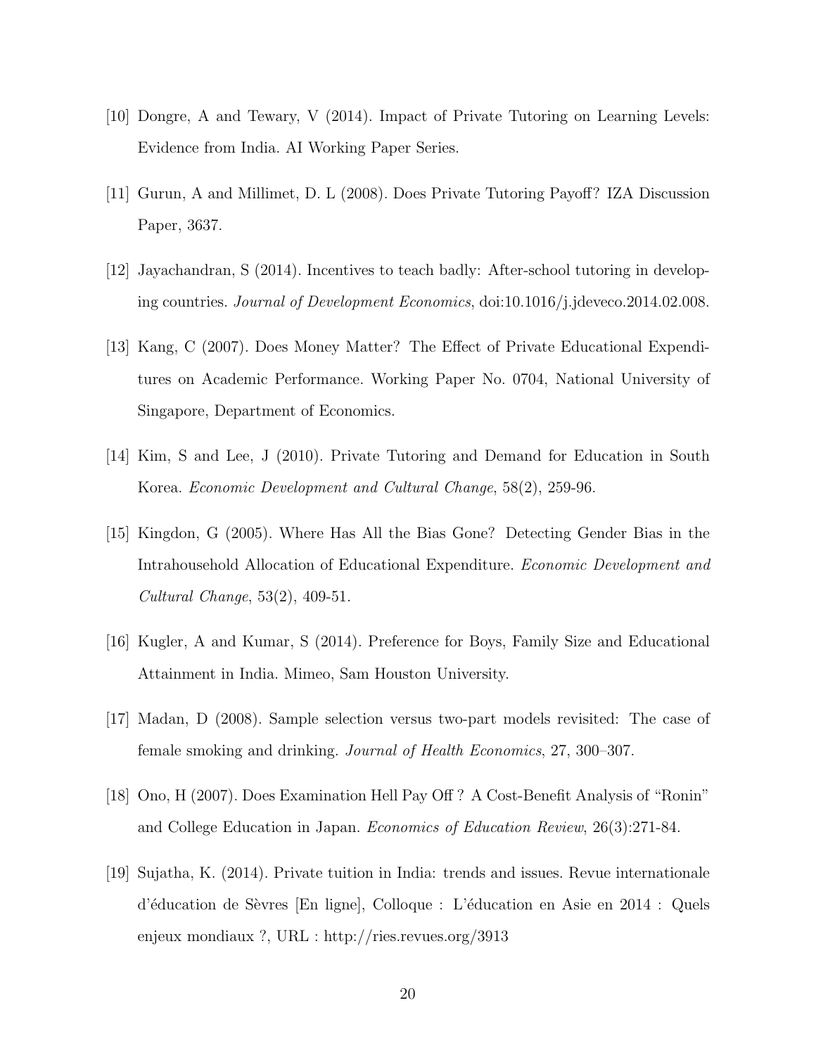[10] Dongre, A and Tewary, V (2014). Impact of Private Tutoring on Learning Levels: Evidence from India. AI Working Paper Series.

[11] Gurun, A and Millimet, D. L (2008). Does Private Tutoring Payoff? IZA Discussion Paper, 3637.

[12] Jayachandran, S (2014). Incentives to teach badly: After-school tutoring in developing countries. *Journal of Development Economics*, doi:10.1016/j.jdeveco.2014.02.008.

[13] Kang, C (2007). Does Money Matter? The Effect of Private Educational Expenditures on Academic Performance. Working Paper No. 0704, National University of Singapore, Department of Economics.

[14] Kim, S and Lee, J (2010). Private Tutoring and Demand for Education in South Korea. *Economic Development and Cultural Change*, 58(2), 259-96.

[15] Kingdon, G (2005). Where Has All the Bias Gone? Detecting Gender Bias in the Intrahousehold Allocation of Educational Expenditure. *Economic Development and Cultural Change*, 53(2), 409-51.

[16] Kugler, A and Kumar, S (2014). Preference for Boys, Family Size and Educational Attainment in India. Mimeo, Sam Houston University.

[17] Madan, D (2008). Sample selection versus two-part models revisited: The case of female smoking and drinking. *Journal of Health Economics*, 27, 300–307.

[18] Ono, H (2007). Does Examination Hell Pay Off ? A Cost-Benefit Analysis of "Ronin" and College Education in Japan. *Economics of Education Review*, 26(3):271-84.

[19] Sujatha, K. (2014). Private tuition in India: trends and issues. Revue internationale d'éducation de Sèvres [En ligne], Colloque : L'éducation en Asie en 2014 : Quels enjeux mondiaux ?, URL : http://ries.revues.org/3913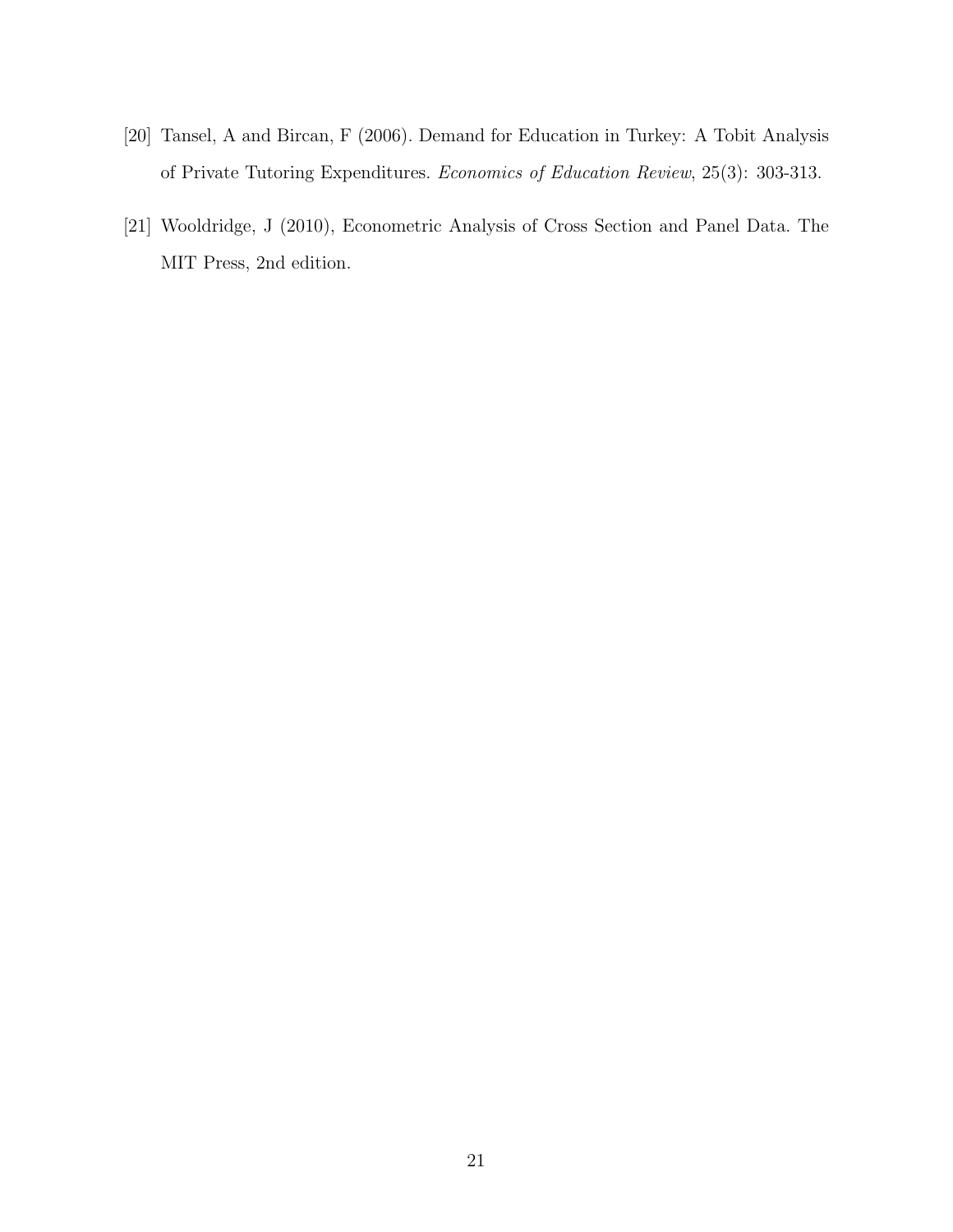[20] Tansel, A and Bircan, F (2006). Demand for Education in Turkey: A Tobit Analysis of Private Tutoring Expenditures. *Economics of Education Review*, 25(3): 303-313.

[21] Wooldridge, J (2010), Econometric Analysis of Cross Section and Panel Data. The MIT Press, 2nd edition.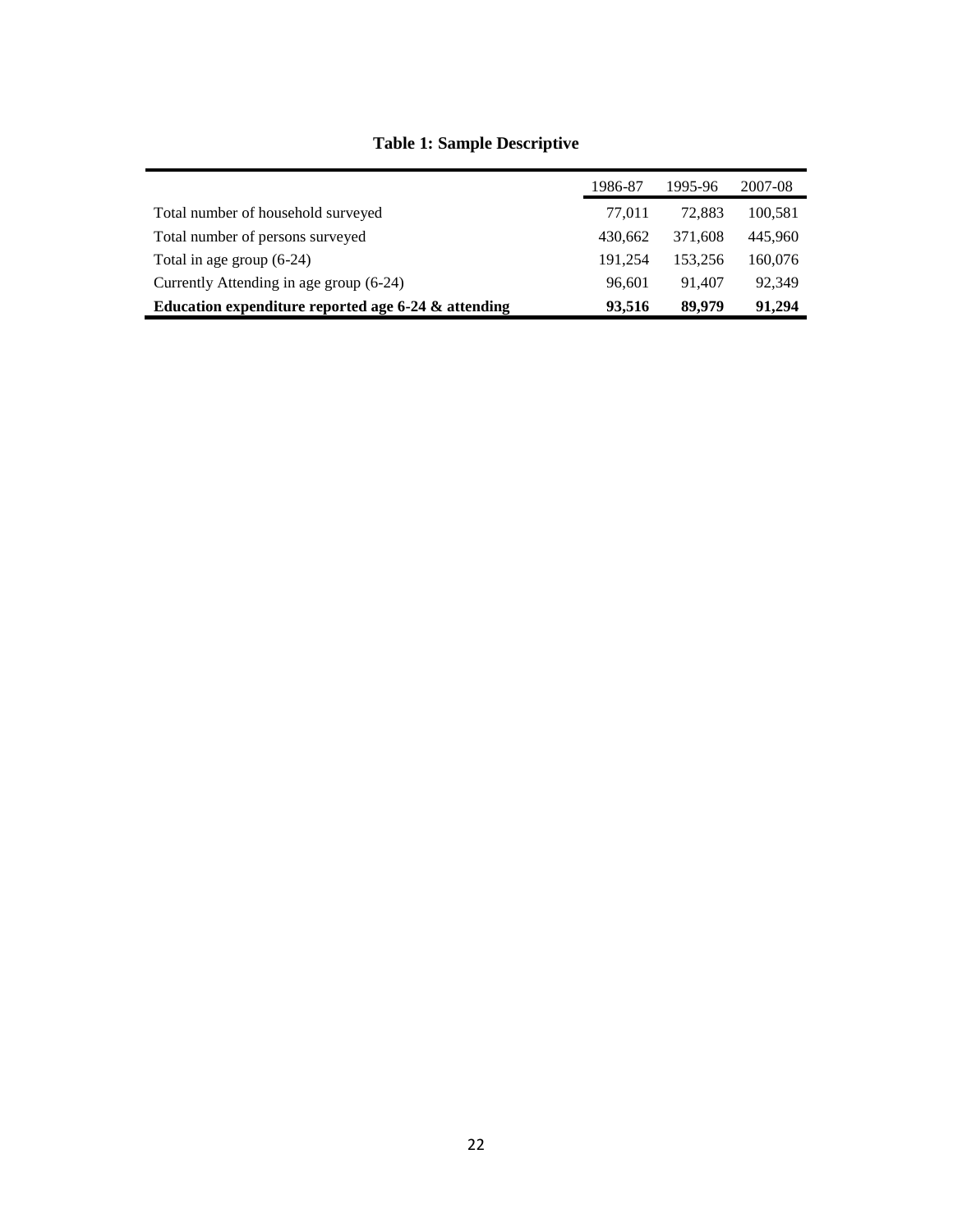**Table 1: Sample Descriptive**

| | 1986-87 | 1995-96 | 2007-08 |
|---|---|---|---|
| Total number of household surveyed | 77,011 | 72,883 | 100,581 |
| Total number of persons surveyed | 430,662 | 371,608 | 445,960 |
| Total in age group (6-24) | 191,254 | 153,256 | 160,076 |
| Currently Attending in age group (6-24) | 96,601 | 91,407 | 92,349 |
| **Education expenditure reported age 6-24 & attending** | **93,516** | **89,979** | **91,294** |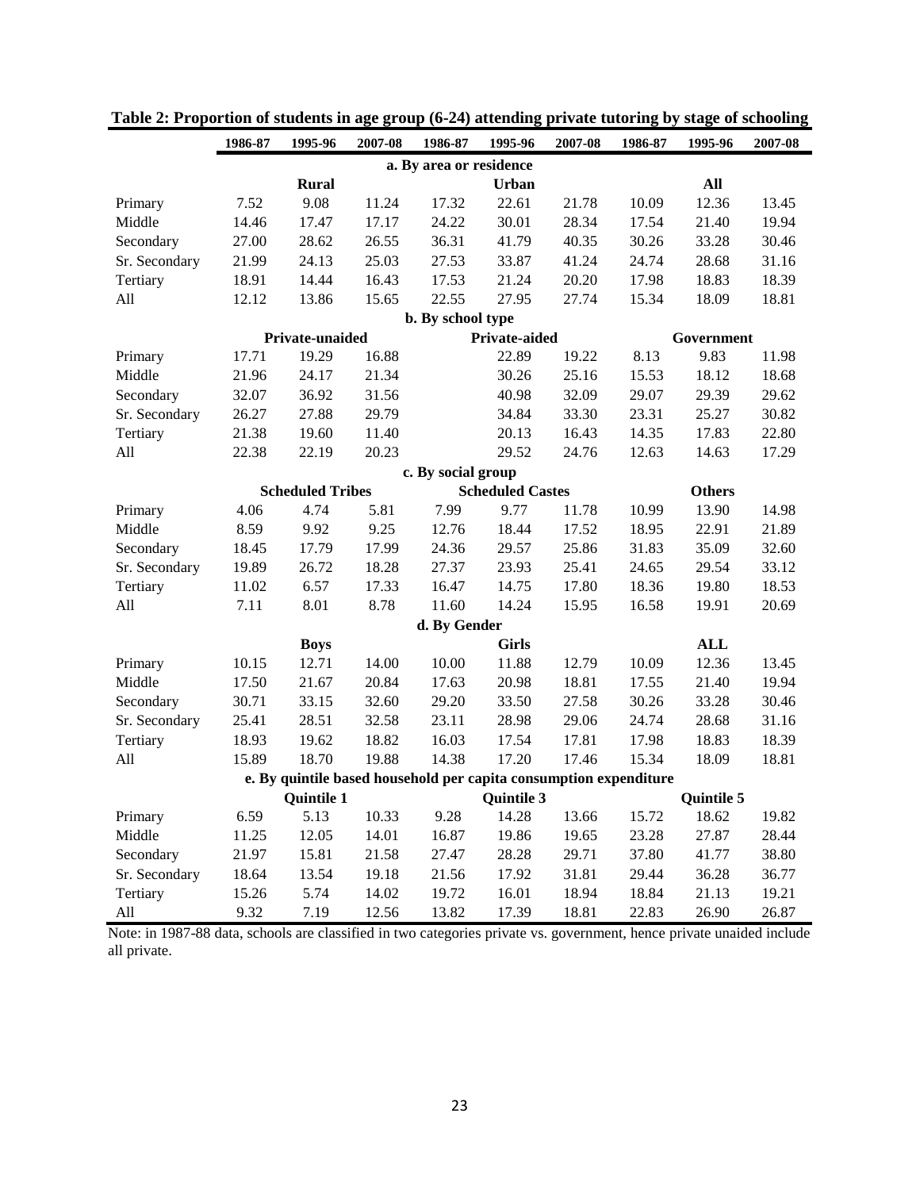**Table 2: Proportion of students in age group (6-24) attending private tutoring by stage of schooling**

| | 1986-87 | 1995-96 | 2007-08 | 1986-87 | 1995-96 | 2007-08 | 1986-87 | 1995-96 | 2007-08 |
|---|---|---|---|---|---|---|---|---|---|
| **a. By area or residence** | | | | | | | | | |
| | | **Rural** | | | **Urban** | | | **All** | |
| Primary | 7.52 | 9.08 | 11.24 | 17.32 | 22.61 | 21.78 | 10.09 | 12.36 | 13.45 |
| Middle | 14.46 | 17.47 | 17.17 | 24.22 | 30.01 | 28.34 | 17.54 | 21.40 | 19.94 |
| Secondary | 27.00 | 28.62 | 26.55 | 36.31 | 41.79 | 40.35 | 30.26 | 33.28 | 30.46 |
| Sr. Secondary | 21.99 | 24.13 | 25.03 | 27.53 | 33.87 | 41.24 | 24.74 | 28.68 | 31.16 |
| Tertiary | 18.91 | 14.44 | 16.43 | 17.53 | 21.24 | 20.20 | 17.98 | 18.83 | 18.39 |
| All | 12.12 | 13.86 | 15.65 | 22.55 | 27.95 | 27.74 | 15.34 | 18.09 | 18.81 |
| **b. By school type** | | | | | | | | | |
| | | **Private-unaided** | | | **Private-aided** | | | **Government** | |
| Primary | 17.71 | 19.29 | 16.88 | | 22.89 | 19.22 | 8.13 | 9.83 | 11.98 |
| Middle | 21.96 | 24.17 | 21.34 | | 30.26 | 25.16 | 15.53 | 18.12 | 18.68 |
| Secondary | 32.07 | 36.92 | 31.56 | | 40.98 | 32.09 | 29.07 | 29.39 | 29.62 |
| Sr. Secondary | 26.27 | 27.88 | 29.79 | | 34.84 | 33.30 | 23.31 | 25.27 | 30.82 |
| Tertiary | 21.38 | 19.60 | 11.40 | | 20.13 | 16.43 | 14.35 | 17.83 | 22.80 |
| All | 22.38 | 22.19 | 20.23 | | 29.52 | 24.76 | 12.63 | 14.63 | 17.29 |
| **c. By social group** | | | | | | | | | |
| | | **Scheduled Tribes** | | | **Scheduled Castes** | | | **Others** | |
| Primary | 4.06 | 4.74 | 5.81 | 7.99 | 9.77 | 11.78 | 10.99 | 13.90 | 14.98 |
| Middle | 8.59 | 9.92 | 9.25 | 12.76 | 18.44 | 17.52 | 18.95 | 22.91 | 21.89 |
| Secondary | 18.45 | 17.79 | 17.99 | 24.36 | 29.57 | 25.86 | 31.83 | 35.09 | 32.60 |
| Sr. Secondary | 19.89 | 26.72 | 18.28 | 27.37 | 23.93 | 25.41 | 24.65 | 29.54 | 33.12 |
| Tertiary | 11.02 | 6.57 | 17.33 | 16.47 | 14.75 | 17.80 | 18.36 | 19.80 | 18.53 |
| All | 7.11 | 8.01 | 8.78 | 11.60 | 14.24 | 15.95 | 16.58 | 19.91 | 20.69 |
| **d. By Gender** | | | | | | | | | |
| | | **Boys** | | | **Girls** | | | **ALL** | |
| Primary | 10.15 | 12.71 | 14.00 | 10.00 | 11.88 | 12.79 | 10.09 | 12.36 | 13.45 |
| Middle | 17.50 | 21.67 | 20.84 | 17.63 | 20.98 | 18.81 | 17.55 | 21.40 | 19.94 |
| Secondary | 30.71 | 33.15 | 32.60 | 29.20 | 33.50 | 27.58 | 30.26 | 33.28 | 30.46 |
| Sr. Secondary | 25.41 | 28.51 | 32.58 | 23.11 | 28.98 | 29.06 | 24.74 | 28.68 | 31.16 |
| Tertiary | 18.93 | 19.62 | 18.82 | 16.03 | 17.54 | 17.81 | 17.98 | 18.83 | 18.39 |
| All | 15.89 | 18.70 | 19.88 | 14.38 | 17.20 | 17.46 | 15.34 | 18.09 | 18.81 |
| **e. By quintile based household per capita consumption expenditure** | | | | | | | | | |
| | | **Quintile 1** | | | **Quintile 3** | | | **Quintile 5** | |
| Primary | 6.59 | 5.13 | 10.33 | 9.28 | 14.28 | 13.66 | 15.72 | 18.62 | 19.82 |
| Middle | 11.25 | 12.05 | 14.01 | 16.87 | 19.86 | 19.65 | 23.28 | 27.87 | 28.44 |
| Secondary | 21.97 | 15.81 | 21.58 | 27.47 | 28.28 | 29.71 | 37.80 | 41.77 | 38.80 |
| Sr. Secondary | 18.64 | 13.54 | 19.18 | 21.56 | 17.92 | 31.81 | 29.44 | 36.28 | 36.77 |
| Tertiary | 15.26 | 5.74 | 14.02 | 19.72 | 16.01 | 18.94 | 18.84 | 21.13 | 19.21 |
| All | 9.32 | 7.19 | 12.56 | 13.82 | 17.39 | 18.81 | 22.83 | 26.90 | 26.87 |

Note: in 1987-88 data, schools are classified in two categories private vs. government, hence private unaided include all private.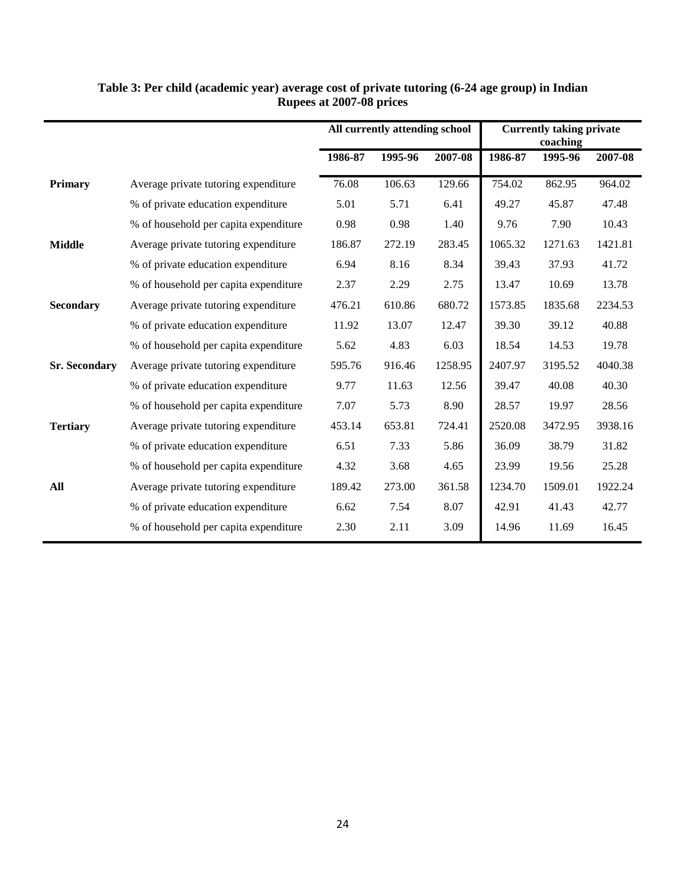**Table 3: Per child (academic year) average cost of private tutoring (6-24 age group) in Indian Rupees at 2007-08 prices**

| | | All currently attending school | | | Currently taking private coaching | | |
|---|---|---|---|---|---|---|---|
| | | 1986-87 | 1995-96 | 2007-08 | 1986-87 | 1995-96 | 2007-08 |
| **Primary** | Average private tutoring expenditure | 76.08 | 106.63 | 129.66 | 754.02 | 862.95 | 964.02 |
| | % of private education expenditure | 5.01 | 5.71 | 6.41 | 49.27 | 45.87 | 47.48 |
| | % of household per capita expenditure | 0.98 | 0.98 | 1.40 | 9.76 | 7.90 | 10.43 |
| **Middle** | Average private tutoring expenditure | 186.87 | 272.19 | 283.45 | 1065.32 | 1271.63 | 1421.81 |
| | % of private education expenditure | 6.94 | 8.16 | 8.34 | 39.43 | 37.93 | 41.72 |
| | % of household per capita expenditure | 2.37 | 2.29 | 2.75 | 13.47 | 10.69 | 13.78 |
| **Secondary** | Average private tutoring expenditure | 476.21 | 610.86 | 680.72 | 1573.85 | 1835.68 | 2234.53 |
| | % of private education expenditure | 11.92 | 13.07 | 12.47 | 39.30 | 39.12 | 40.88 |
| | % of household per capita expenditure | 5.62 | 4.83 | 6.03 | 18.54 | 14.53 | 19.78 |
| **Sr. Secondary** | Average private tutoring expenditure | 595.76 | 916.46 | 1258.95 | 2407.97 | 3195.52 | 4040.38 |
| | % of private education expenditure | 9.77 | 11.63 | 12.56 | 39.47 | 40.08 | 40.30 |
| | % of household per capita expenditure | 7.07 | 5.73 | 8.90 | 28.57 | 19.97 | 28.56 |
| **Tertiary** | Average private tutoring expenditure | 453.14 | 653.81 | 724.41 | 2520.08 | 3472.95 | 3938.16 |
| | % of private education expenditure | 6.51 | 7.33 | 5.86 | 36.09 | 38.79 | 31.82 |
| | % of household per capita expenditure | 4.32 | 3.68 | 4.65 | 23.99 | 19.56 | 25.28 |
| **All** | Average private tutoring expenditure | 189.42 | 273.00 | 361.58 | 1234.70 | 1509.01 | 1922.24 |
| | % of private education expenditure | 6.62 | 7.54 | 8.07 | 42.91 | 41.43 | 42.77 |
| | % of household per capita expenditure | 2.30 | 2.11 | 3.09 | 14.96 | 11.69 | 16.45 |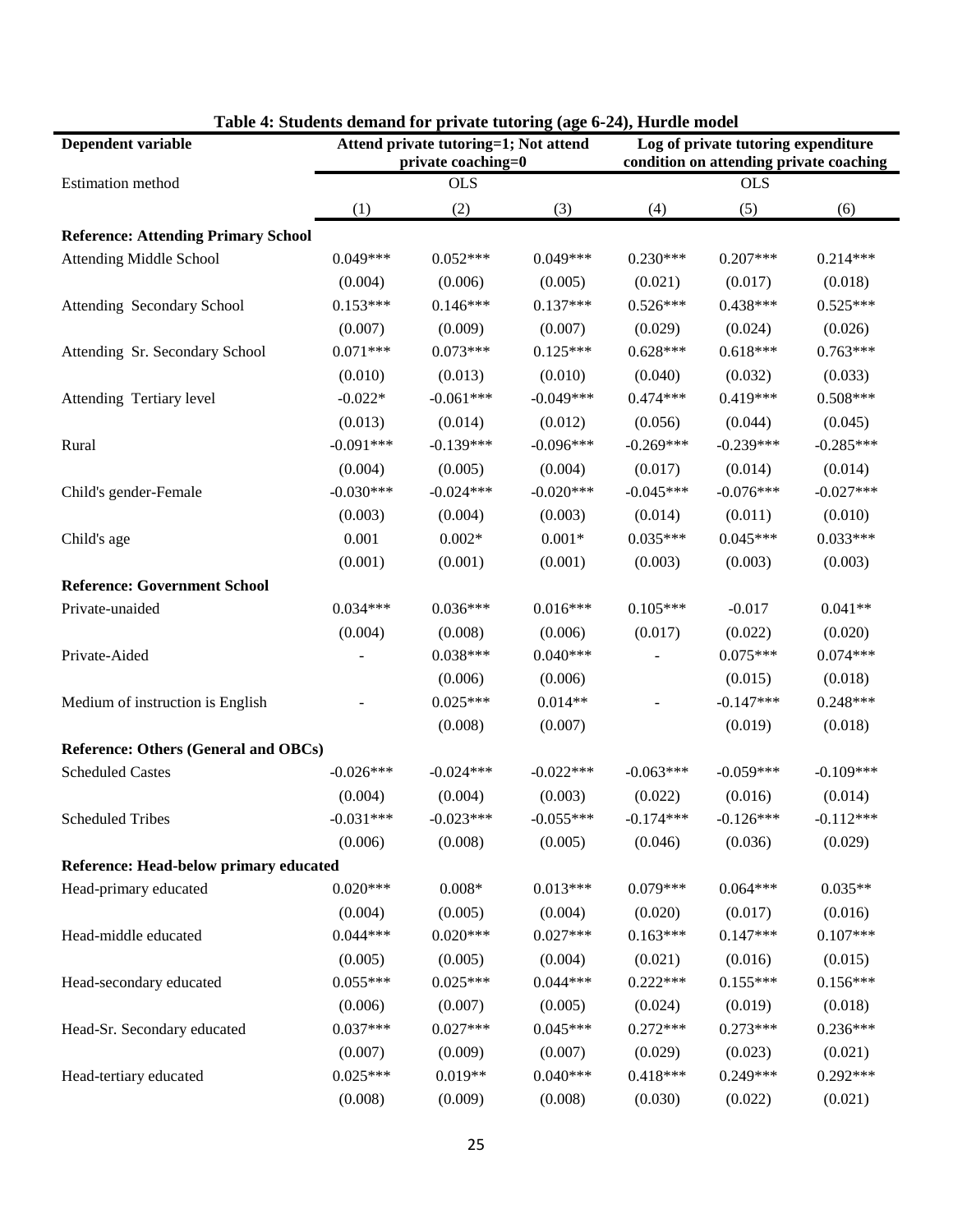**Table 4: Students demand for private tutoring (age 6-24), Hurdle model**

| Dependent variable | Attend private tutoring=1; Not attend private coaching=0 | | | Log of private tutoring expenditure condition on attending private coaching | | |
|---|---|---|---|---|---|---|
| Estimation method | OLS | | | OLS | | |
| | (1) | (2) | (3) | (4) | (5) | (6) |
| **Reference: Attending Primary School** | | | | | | |
| Attending Middle School | 0.049*** | 0.052*** | 0.049*** | 0.230*** | 0.207*** | 0.214*** |
| | (0.004) | (0.006) | (0.005) | (0.021) | (0.017) | (0.018) |
| Attending Secondary School | 0.153*** | 0.146*** | 0.137*** | 0.526*** | 0.438*** | 0.525*** |
| | (0.007) | (0.009) | (0.007) | (0.029) | (0.024) | (0.026) |
| Attending Sr. Secondary School | 0.071*** | 0.073*** | 0.125*** | 0.628*** | 0.618*** | 0.763*** |
| | (0.010) | (0.013) | (0.010) | (0.040) | (0.032) | (0.033) |
| Attending Tertiary level | -0.022* | -0.061*** | -0.049*** | 0.474*** | 0.419*** | 0.508*** |
| | (0.013) | (0.014) | (0.012) | (0.056) | (0.044) | (0.045) |
| Rural | -0.091*** | -0.139*** | -0.096*** | -0.269*** | -0.239*** | -0.285*** |
| | (0.004) | (0.005) | (0.004) | (0.017) | (0.014) | (0.014) |
| Child's gender-Female | -0.030*** | -0.024*** | -0.020*** | -0.045*** | -0.076*** | -0.027*** |
| | (0.003) | (0.004) | (0.003) | (0.014) | (0.011) | (0.010) |
| Child's age | 0.001 | 0.002* | 0.001* | 0.035*** | 0.045*** | 0.033*** |
| | (0.001) | (0.001) | (0.001) | (0.003) | (0.003) | (0.003) |
| **Reference: Government School** | | | | | | |
| Private-unaided | 0.034*** | 0.036*** | 0.016*** | 0.105*** | -0.017 | 0.041** |
| | (0.004) | (0.008) | (0.006) | (0.017) | (0.022) | (0.020) |
| Private-Aided | - | 0.038*** | 0.040*** | - | 0.075*** | 0.074*** |
| | | (0.006) | (0.006) | | (0.015) | (0.018) |
| Medium of instruction is English | - | 0.025*** | 0.014** | - | -0.147*** | 0.248*** |
| | | (0.008) | (0.007) | | (0.019) | (0.018) |
| **Reference: Others (General and OBCs)** | | | | | | |
| Scheduled Castes | -0.026*** | -0.024*** | -0.022*** | -0.063*** | -0.059*** | -0.109*** |
| | (0.004) | (0.004) | (0.003) | (0.022) | (0.016) | (0.014) |
| Scheduled Tribes | -0.031*** | -0.023*** | -0.055*** | -0.174*** | -0.126*** | -0.112*** |
| | (0.006) | (0.008) | (0.005) | (0.046) | (0.036) | (0.029) |
| **Reference: Head-below primary educated** | | | | | | |
| Head-primary educated | 0.020*** | 0.008* | 0.013*** | 0.079*** | 0.064*** | 0.035** |
| | (0.004) | (0.005) | (0.004) | (0.020) | (0.017) | (0.016) |
| Head-middle educated | 0.044*** | 0.020*** | 0.027*** | 0.163*** | 0.147*** | 0.107*** |
| | (0.005) | (0.005) | (0.004) | (0.021) | (0.016) | (0.015) |
| Head-secondary educated | 0.055*** | 0.025*** | 0.044*** | 0.222*** | 0.155*** | 0.156*** |
| | (0.006) | (0.007) | (0.005) | (0.024) | (0.019) | (0.018) |
| Head-Sr. Secondary educated | 0.037*** | 0.027*** | 0.045*** | 0.272*** | 0.273*** | 0.236*** |
| | (0.007) | (0.009) | (0.007) | (0.029) | (0.023) | (0.021) |
| Head-tertiary educated | 0.025*** | 0.019** | 0.040*** | 0.418*** | 0.249*** | 0.292*** |
| | (0.008) | (0.009) | (0.008) | (0.030) | (0.022) | (0.021) |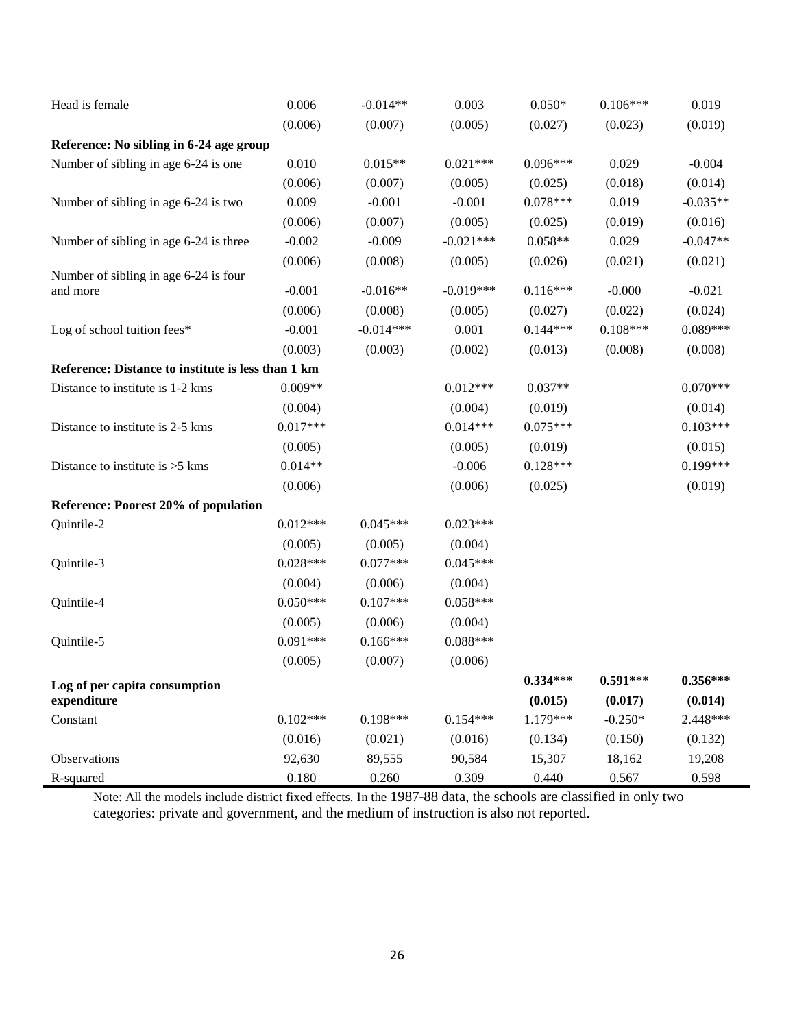| | | | | | | |
|---|---|---|---|---|---|---|
| Head is female | 0.006 | -0.014** | 0.003 | 0.050* | 0.106*** | 0.019 |
| | (0.006) | (0.007) | (0.005) | (0.027) | (0.023) | (0.019) |
| **Reference: No sibling in 6-24 age group** | | | | | | |
| Number of sibling in age 6-24 is one | 0.010 | 0.015** | 0.021*** | 0.096*** | 0.029 | -0.004 |
| | (0.006) | (0.007) | (0.005) | (0.025) | (0.018) | (0.014) |
| Number of sibling in age 6-24 is two | 0.009 | -0.001 | -0.001 | 0.078*** | 0.019 | -0.035** |
| | (0.006) | (0.007) | (0.005) | (0.025) | (0.019) | (0.016) |
| Number of sibling in age 6-24 is three | -0.002 | -0.009 | -0.021*** | 0.058** | 0.029 | -0.047** |
| | (0.006) | (0.008) | (0.005) | (0.026) | (0.021) | (0.021) |
| Number of sibling in age 6-24 is four and more | -0.001 | -0.016** | -0.019*** | 0.116*** | -0.000 | -0.021 |
| | (0.006) | (0.008) | (0.005) | (0.027) | (0.022) | (0.024) |
| Log of school tuition fees* | -0.001 | -0.014*** | 0.001 | 0.144*** | 0.108*** | 0.089*** |
| | (0.003) | (0.003) | (0.002) | (0.013) | (0.008) | (0.008) |
| **Reference: Distance to institute is less than 1 km** | | | | | | |
| Distance to institute is 1-2 kms | 0.009** | | 0.012*** | 0.037** | | 0.070*** |
| | (0.004) | | (0.004) | (0.019) | | (0.014) |
| Distance to institute is 2-5 kms | 0.017*** | | 0.014*** | 0.075*** | | 0.103*** |
| | (0.005) | | (0.005) | (0.019) | | (0.015) |
| Distance to institute is >5 kms | 0.014** | | -0.006 | 0.128*** | | 0.199*** |
| | (0.006) | | (0.006) | (0.025) | | (0.019) |
| **Reference: Poorest 20% of population** | | | | | | |
| Quintile-2 | 0.012*** | 0.045*** | 0.023*** | | | |
| | (0.005) | (0.005) | (0.004) | | | |
| Quintile-3 | 0.028*** | 0.077*** | 0.045*** | | | |
| | (0.004) | (0.006) | (0.004) | | | |
| Quintile-4 | 0.050*** | 0.107*** | 0.058*** | | | |
| | (0.005) | (0.006) | (0.004) | | | |
| Quintile-5 | 0.091*** | 0.166*** | 0.088*** | | | |
| | (0.005) | (0.007) | (0.006) | | | |
| **Log of per capita consumption expenditure** | | | | **0.334*** | **0.591*** | **0.356*** |
| | | | | **(0.015)** | **(0.017)** | **(0.014)** |
| Constant | 0.102*** | 0.198*** | 0.154*** | 1.179*** | -0.250* | 2.448*** |
| | (0.016) | (0.021) | (0.016) | (0.134) | (0.150) | (0.132) |
| Observations | 92,630 | 89,555 | 90,584 | 15,307 | 18,162 | 19,208 |
| R-squared | 0.180 | 0.260 | 0.309 | 0.440 | 0.567 | 0.598 |

Note: All the models include district fixed effects. In the 1987-88 data, the schools are classified in only two categories: private and government, and the medium of instruction is also not reported.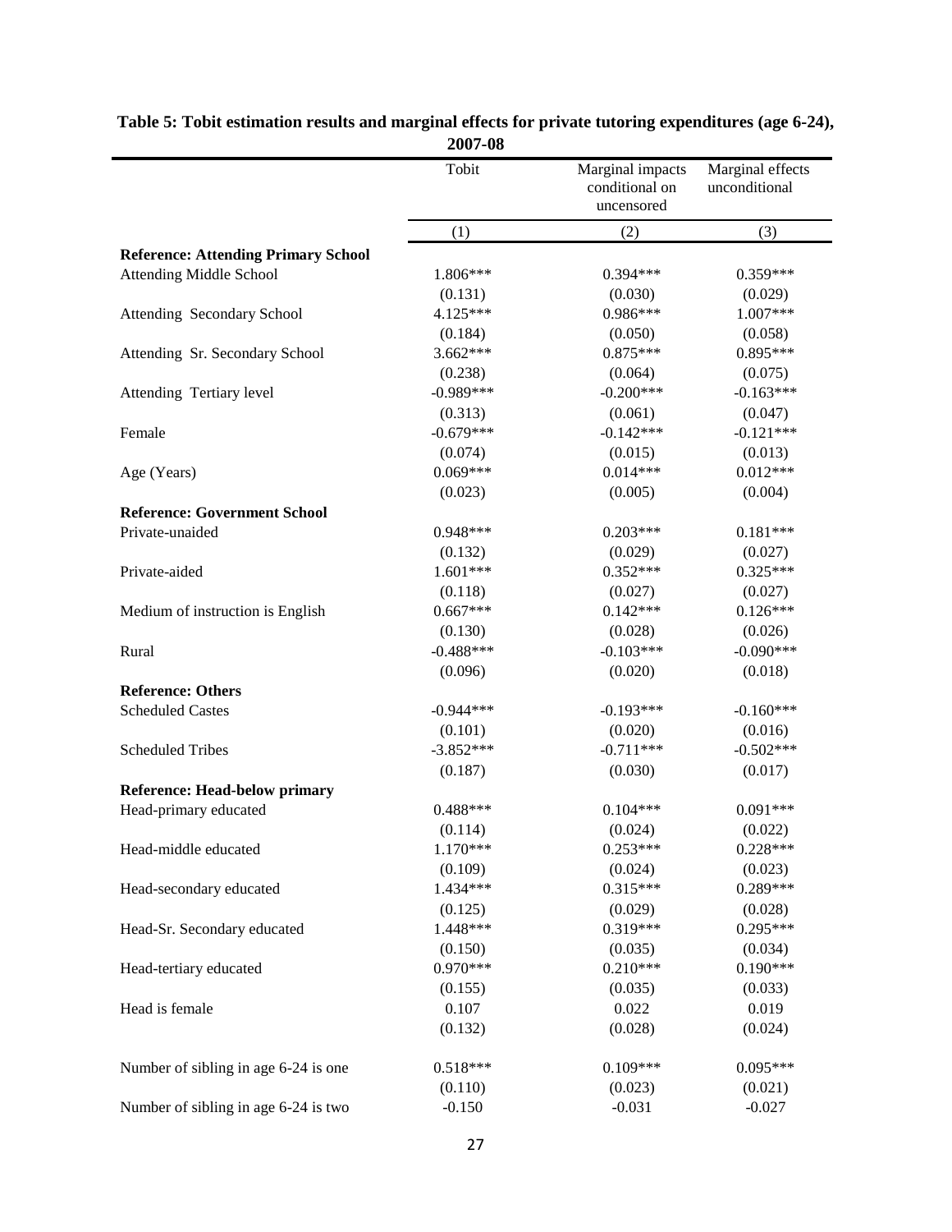**Table 5: Tobit estimation results and marginal effects for private tutoring expenditures (age 6-24), 2007-08**

| | Tobit | Marginal impacts conditional on uncensored | Marginal effects unconditional |
|---|---|---|---|
| | (1) | (2) | (3) |
| **Reference: Attending Primary School** | | | |
| Attending Middle School | 1.806*** | 0.394*** | 0.359*** |
| | (0.131) | (0.030) | (0.029) |
| Attending Secondary School | 4.125*** | 0.986*** | 1.007*** |
| | (0.184) | (0.050) | (0.058) |
| Attending Sr. Secondary School | 3.662*** | 0.875*** | 0.895*** |
| | (0.238) | (0.064) | (0.075) |
| Attending Tertiary level | -0.989*** | -0.200*** | -0.163*** |
| | (0.313) | (0.061) | (0.047) |
| Female | -0.679*** | -0.142*** | -0.121*** |
| | (0.074) | (0.015) | (0.013) |
| Age (Years) | 0.069*** | 0.014*** | 0.012*** |
| | (0.023) | (0.005) | (0.004) |
| **Reference: Government School** | | | |
| Private-unaided | 0.948*** | 0.203*** | 0.181*** |
| | (0.132) | (0.029) | (0.027) |
| Private-aided | 1.601*** | 0.352*** | 0.325*** |
| | (0.118) | (0.027) | (0.027) |
| Medium of instruction is English | 0.667*** | 0.142*** | 0.126*** |
| | (0.130) | (0.028) | (0.026) |
| Rural | -0.488*** | -0.103*** | -0.090*** |
| | (0.096) | (0.020) | (0.018) |
| **Reference: Others** | | | |
| Scheduled Castes | -0.944*** | -0.193*** | -0.160*** |
| | (0.101) | (0.020) | (0.016) |
| Scheduled Tribes | -3.852*** | -0.711*** | -0.502*** |
| | (0.187) | (0.030) | (0.017) |
| **Reference: Head-below primary** | | | |
| Head-primary educated | 0.488*** | 0.104*** | 0.091*** |
| | (0.114) | (0.024) | (0.022) |
| Head-middle educated | 1.170*** | 0.253*** | 0.228*** |
| | (0.109) | (0.024) | (0.023) |
| Head-secondary educated | 1.434*** | 0.315*** | 0.289*** |
| | (0.125) | (0.029) | (0.028) |
| Head-Sr. Secondary educated | 1.448*** | 0.319*** | 0.295*** |
| | (0.150) | (0.035) | (0.034) |
| Head-tertiary educated | 0.970*** | 0.210*** | 0.190*** |
| | (0.155) | (0.035) | (0.033) |
| Head is female | 0.107 | 0.022 | 0.019 |
| | (0.132) | (0.028) | (0.024) |
| Number of sibling in age 6-24 is one | 0.518*** | 0.109*** | 0.095*** |
| | (0.110) | (0.023) | (0.021) |
| Number of sibling in age 6-24 is two | -0.150 | -0.031 | -0.027 |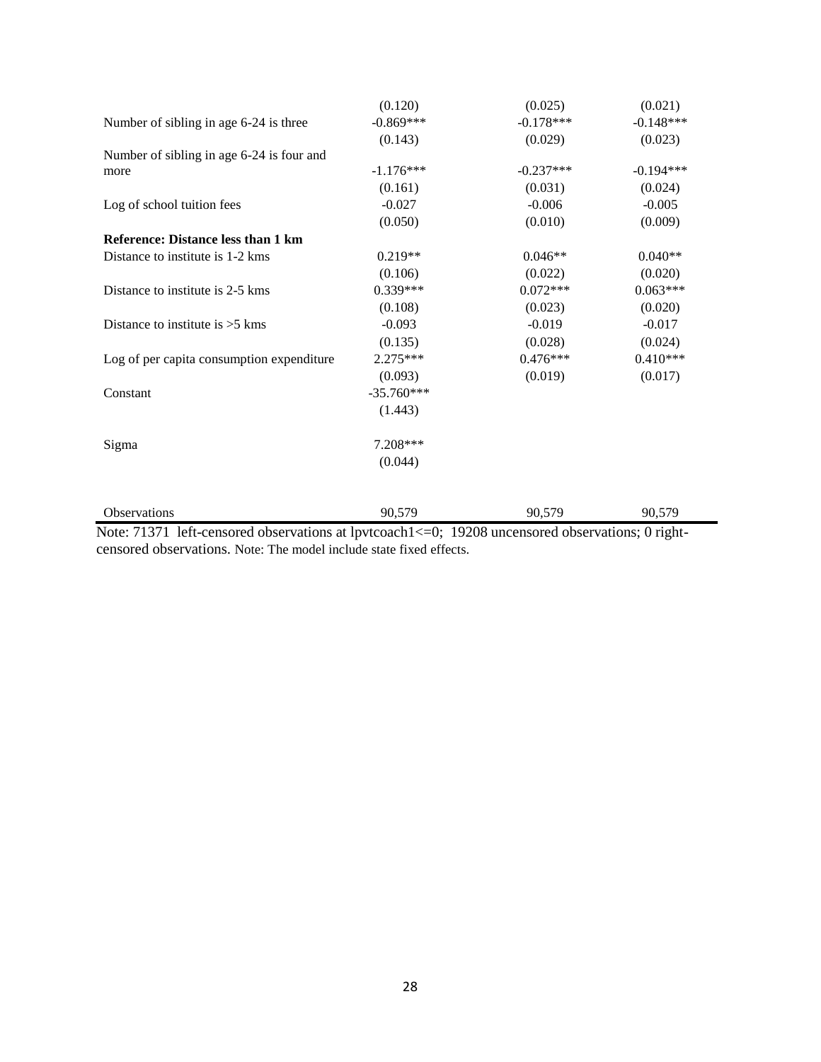| | | | |
|---|---|---|---|
| | (0.120) | (0.025) | (0.021) |
| Number of sibling in age 6-24 is three | -0.869*** | -0.178*** | -0.148*** |
| | (0.143) | (0.029) | (0.023) |
| Number of sibling in age 6-24 is four and more | -1.176*** | -0.237*** | -0.194*** |
| | (0.161) | (0.031) | (0.024) |
| Log of school tuition fees | -0.027 | -0.006 | -0.005 |
| | (0.050) | (0.010) | (0.009) |
| **Reference: Distance less than 1 km** | | | |
| Distance to institute is 1-2 kms | 0.219** | 0.046** | 0.040** |
| | (0.106) | (0.022) | (0.020) |
| Distance to institute is 2-5 kms | 0.339*** | 0.072*** | 0.063*** |
| | (0.108) | (0.023) | (0.020) |
| Distance to institute is >5 kms | -0.093 | -0.019 | -0.017 |
| | (0.135) | (0.028) | (0.024) |
| Log of per capita consumption expenditure | 2.275*** | 0.476*** | 0.410*** |
| | (0.093) | (0.019) | (0.017) |
| Constant | -35.760*** | | |
| | (1.443) | | |
| Sigma | 7.208*** | | |
| | (0.044) | | |
| Observations | 90,579 | 90,579 | 90,579 |

Note: 71371 left-censored observations at lpvtcoach1<=0; 19208 uncensored observations; 0 right-censored observations. Note: The model include state fixed effects.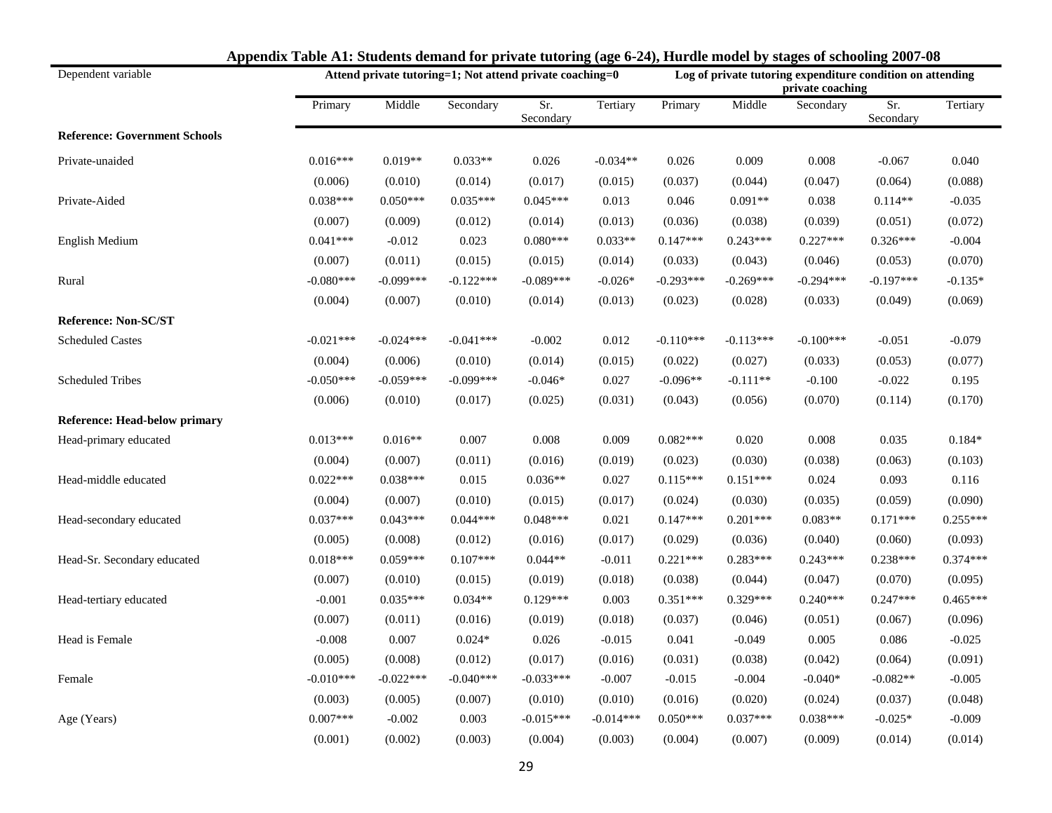**Appendix Table A1: Students demand for private tutoring (age 6-24), Hurdle model by stages of schooling 2007-08**

| Dependent variable | Attend private tutoring=1; Not attend private coaching=0 | | | | | Log of private tutoring expenditure condition on attending private coaching | | | | |
|---|---|---|---|---|---|---|---|---|---|---|
| | Primary | Middle | Secondary | Sr. Secondary | Tertiary | Primary | Middle | Secondary | Sr. Secondary | Tertiary |
| **Reference: Government Schools** | | | | | | | | | | |
| Private-unaided | 0.016*** | 0.019** | 0.033** | 0.026 | -0.034** | 0.026 | 0.009 | 0.008 | -0.067 | 0.040 |
| | (0.006) | (0.010) | (0.014) | (0.017) | (0.015) | (0.037) | (0.044) | (0.047) | (0.064) | (0.088) |
| Private-Aided | 0.038*** | 0.050*** | 0.035*** | 0.045*** | 0.013 | 0.046 | 0.091** | 0.038 | 0.114** | -0.035 |
| | (0.007) | (0.009) | (0.012) | (0.014) | (0.013) | (0.036) | (0.038) | (0.039) | (0.051) | (0.072) |
| English Medium | 0.041*** | -0.012 | 0.023 | 0.080*** | 0.033** | 0.147*** | 0.243*** | 0.227*** | 0.326*** | -0.004 |
| | (0.007) | (0.011) | (0.015) | (0.015) | (0.014) | (0.033) | (0.043) | (0.046) | (0.053) | (0.070) |
| Rural | -0.080*** | -0.099*** | -0.122*** | -0.089*** | -0.026* | -0.293*** | -0.269*** | -0.294*** | -0.197*** | -0.135* |
| | (0.004) | (0.007) | (0.010) | (0.014) | (0.013) | (0.023) | (0.028) | (0.033) | (0.049) | (0.069) |
| **Reference: Non-SC/ST** | | | | | | | | | | |
| Scheduled Castes | -0.021*** | -0.024*** | -0.041*** | -0.002 | 0.012 | -0.110*** | -0.113*** | -0.100*** | -0.051 | -0.079 |
| | (0.004) | (0.006) | (0.010) | (0.014) | (0.015) | (0.022) | (0.027) | (0.033) | (0.053) | (0.077) |
| Scheduled Tribes | -0.050*** | -0.059*** | -0.099*** | -0.046* | 0.027 | -0.096** | -0.111** | -0.100 | -0.022 | 0.195 |
| | (0.006) | (0.010) | (0.017) | (0.025) | (0.031) | (0.043) | (0.056) | (0.070) | (0.114) | (0.170) |
| **Reference: Head-below primary** | | | | | | | | | | |
| Head-primary educated | 0.013*** | 0.016** | 0.007 | 0.008 | 0.009 | 0.082*** | 0.020 | 0.008 | 0.035 | 0.184* |
| | (0.004) | (0.007) | (0.011) | (0.016) | (0.019) | (0.023) | (0.030) | (0.038) | (0.063) | (0.103) |
| Head-middle educated | 0.022*** | 0.038*** | 0.015 | 0.036** | 0.027 | 0.115*** | 0.151*** | 0.024 | 0.093 | 0.116 |
| | (0.004) | (0.007) | (0.010) | (0.015) | (0.017) | (0.024) | (0.030) | (0.035) | (0.059) | (0.090) |
| Head-secondary educated | 0.037*** | 0.043*** | 0.044*** | 0.048*** | 0.021 | 0.147*** | 0.201*** | 0.083** | 0.171*** | 0.255*** |
| | (0.005) | (0.008) | (0.012) | (0.016) | (0.017) | (0.029) | (0.036) | (0.040) | (0.060) | (0.093) |
| Head-Sr. Secondary educated | 0.018*** | 0.059*** | 0.107*** | 0.044** | -0.011 | 0.221*** | 0.283*** | 0.243*** | 0.238*** | 0.374*** |
| | (0.007) | (0.010) | (0.015) | (0.019) | (0.018) | (0.038) | (0.044) | (0.047) | (0.070) | (0.095) |
| Head-tertiary educated | -0.001 | 0.035*** | 0.034** | 0.129*** | 0.003 | 0.351*** | 0.329*** | 0.240*** | 0.247*** | 0.465*** |
| | (0.007) | (0.011) | (0.016) | (0.019) | (0.018) | (0.037) | (0.046) | (0.051) | (0.067) | (0.096) |
| Head is Female | -0.008 | 0.007 | 0.024* | 0.026 | -0.015 | 0.041 | -0.049 | 0.005 | 0.086 | -0.025 |
| | (0.005) | (0.008) | (0.012) | (0.017) | (0.016) | (0.031) | (0.038) | (0.042) | (0.064) | (0.091) |
| Female | -0.010*** | -0.022*** | -0.040*** | -0.033*** | -0.007 | -0.015 | -0.004 | -0.040* | -0.082** | -0.005 |
| | (0.003) | (0.005) | (0.007) | (0.010) | (0.010) | (0.016) | (0.020) | (0.024) | (0.037) | (0.048) |
| Age (Years) | 0.007*** | -0.002 | 0.003 | -0.015*** | -0.014*** | 0.050*** | 0.037*** | 0.038*** | -0.025* | -0.009 |
| | (0.001) | (0.002) | (0.003) | (0.004) | (0.003) | (0.004) | (0.007) | (0.009) | (0.014) | (0.014) |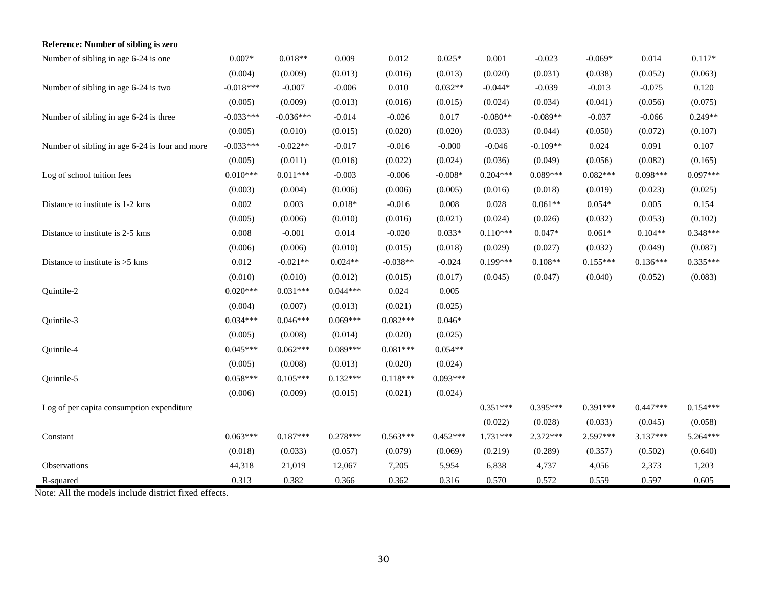| | | | | | | | | | | |
|---|---|---|---|---|---|---|---|---|---|---|
| **Reference: Number of sibling is zero** | | | | | | | | | | |
| Number of sibling in age 6-24 is one | 0.007* | 0.018** | 0.009 | 0.012 | 0.025* | 0.001 | -0.023 | -0.069* | 0.014 | 0.117* |
| | (0.004) | (0.009) | (0.013) | (0.016) | (0.013) | (0.020) | (0.031) | (0.038) | (0.052) | (0.063) |
| Number of sibling in age 6-24 is two | -0.018*** | -0.007 | -0.006 | 0.010 | 0.032** | -0.044* | -0.039 | -0.013 | -0.075 | 0.120 |
| | (0.005) | (0.009) | (0.013) | (0.016) | (0.015) | (0.024) | (0.034) | (0.041) | (0.056) | (0.075) |
| Number of sibling in age 6-24 is three | -0.033*** | -0.036*** | -0.014 | -0.026 | 0.017 | -0.080** | -0.089** | -0.037 | -0.066 | 0.249** |
| | (0.005) | (0.010) | (0.015) | (0.020) | (0.020) | (0.033) | (0.044) | (0.050) | (0.072) | (0.107) |
| Number of sibling in age 6-24 is four and more | -0.033*** | -0.022** | -0.017 | -0.016 | -0.000 | -0.046 | -0.109** | 0.024 | 0.091 | 0.107 |
| | (0.005) | (0.011) | (0.016) | (0.022) | (0.024) | (0.036) | (0.049) | (0.056) | (0.082) | (0.165) |
| Log of school tuition fees | 0.010*** | 0.011*** | -0.003 | -0.006 | -0.008* | 0.204*** | 0.089*** | 0.082*** | 0.098*** | 0.097*** |
| | (0.003) | (0.004) | (0.006) | (0.006) | (0.005) | (0.016) | (0.018) | (0.019) | (0.023) | (0.025) |
| Distance to institute is 1-2 kms | 0.002 | 0.003 | 0.018* | -0.016 | 0.008 | 0.028 | 0.061** | 0.054* | 0.005 | 0.154 |
| | (0.005) | (0.006) | (0.010) | (0.016) | (0.021) | (0.024) | (0.026) | (0.032) | (0.053) | (0.102) |
| Distance to institute is 2-5 kms | 0.008 | -0.001 | 0.014 | -0.020 | 0.033* | 0.110*** | 0.047* | 0.061* | 0.104** | 0.348*** |
| | (0.006) | (0.006) | (0.010) | (0.015) | (0.018) | (0.029) | (0.027) | (0.032) | (0.049) | (0.087) |
| Distance to institute is >5 kms | 0.012 | -0.021** | 0.024** | -0.038** | -0.024 | 0.199*** | 0.108** | 0.155*** | 0.136*** | 0.335*** |
| | (0.010) | (0.010) | (0.012) | (0.015) | (0.017) | (0.045) | (0.047) | (0.040) | (0.052) | (0.083) |
| Quintile-2 | 0.020*** | 0.031*** | 0.044*** | 0.024 | 0.005 | | | | | |
| | (0.004) | (0.007) | (0.013) | (0.021) | (0.025) | | | | | |
| Quintile-3 | 0.034*** | 0.046*** | 0.069*** | 0.082*** | 0.046* | | | | | |
| | (0.005) | (0.008) | (0.014) | (0.020) | (0.025) | | | | | |
| Quintile-4 | 0.045*** | 0.062*** | 0.089*** | 0.081*** | 0.054** | | | | | |
| | (0.005) | (0.008) | (0.013) | (0.020) | (0.024) | | | | | |
| Quintile-5 | 0.058*** | 0.105*** | 0.132*** | 0.118*** | 0.093*** | | | | | |
| | (0.006) | (0.009) | (0.015) | (0.021) | (0.024) | | | | | |
| Log of per capita consumption expenditure | | | | | | 0.351*** | 0.395*** | 0.391*** | 0.447*** | 0.154*** |
| | | | | | | (0.022) | (0.028) | (0.033) | (0.045) | (0.058) |
| Constant | 0.063*** | 0.187*** | 0.278*** | 0.563*** | 0.452*** | 1.731*** | 2.372*** | 2.597*** | 3.137*** | 5.264*** |
| | (0.018) | (0.033) | (0.057) | (0.079) | (0.069) | (0.219) | (0.289) | (0.357) | (0.502) | (0.640) |
| Observations | 44,318 | 21,019 | 12,067 | 7,205 | 5,954 | 6,838 | 4,737 | 4,056 | 2,373 | 1,203 |
| R-squared | 0.313 | 0.382 | 0.366 | 0.362 | 0.316 | 0.570 | 0.572 | 0.559 | 0.597 | 0.605 |

Note: All the models include district fixed effects.